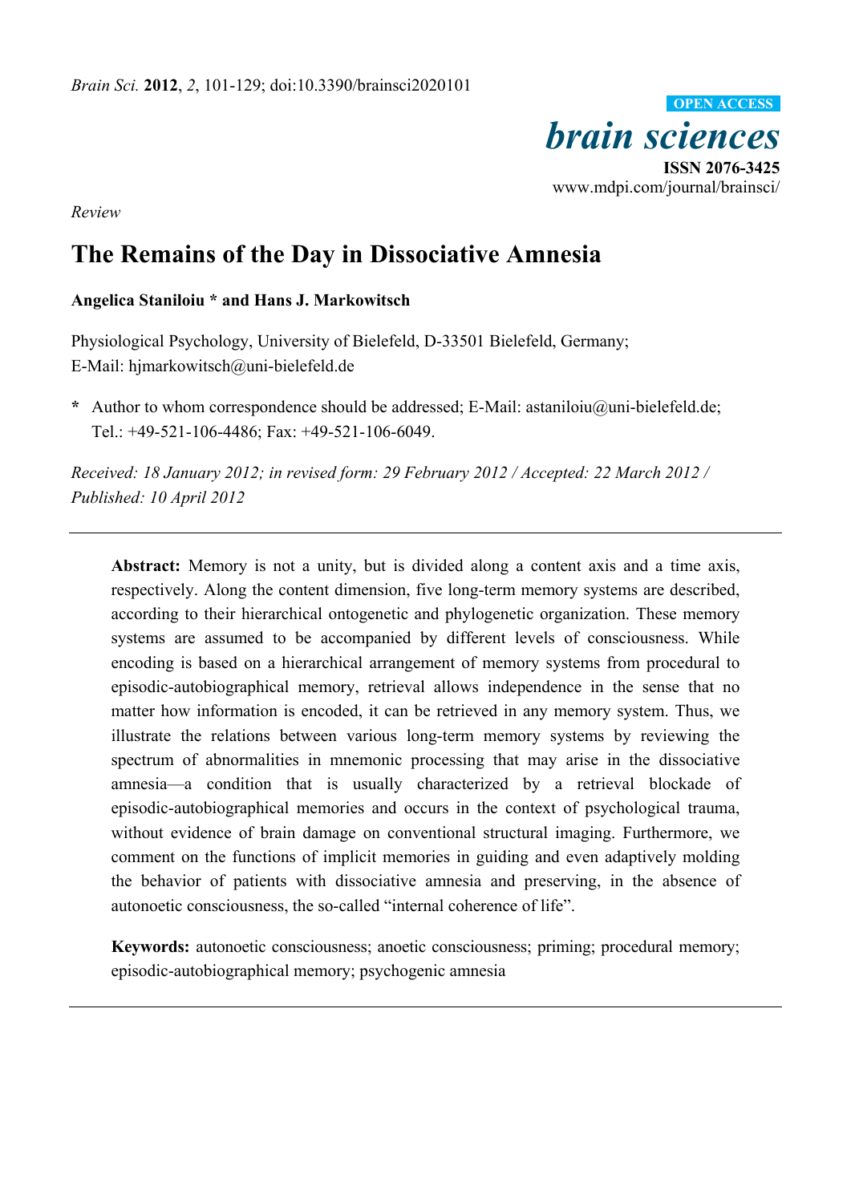*Brain Sci.* **2012**, *2*, 101-129; doi:10.3390/brainsci2020101

**OPEN ACCESS**

*brain sciences*

**ISSN 2076-3425**

www.mdpi.com/journal/brainsci/

*Review*

# The Remains of the Day in Dissociative Amnesia

**Angelica Staniloiu * and Hans J. Markowitsch**

Physiological Psychology, University of Bielefeld, D-33501 Bielefeld, Germany;
E-Mail: hjmarkowitsch@uni-bielefeld.de

**\*** Author to whom correspondence should be addressed; E-Mail: astaniloiu@uni-bielefeld.de;
Tel.: +49-521-106-4486; Fax: +49-521-106-6049.

*Received: 18 January 2012; in revised form: 29 February 2012 / Accepted: 22 March 2012 / Published: 10 April 2012*

---

**Abstract:** Memory is not a unity, but is divided along a content axis and a time axis, respectively. Along the content dimension, five long-term memory systems are described, according to their hierarchical ontogenetic and phylogenetic organization. These memory systems are assumed to be accompanied by different levels of consciousness. While encoding is based on a hierarchical arrangement of memory systems from procedural to episodic-autobiographical memory, retrieval allows independence in the sense that no matter how information is encoded, it can be retrieved in any memory system. Thus, we illustrate the relations between various long-term memory systems by reviewing the spectrum of abnormalities in mnemonic processing that may arise in the dissociative amnesia—a condition that is usually characterized by a retrieval blockade of episodic-autobiographical memories and occurs in the context of psychological trauma, without evidence of brain damage on conventional structural imaging. Furthermore, we comment on the functions of implicit memories in guiding and even adaptively molding the behavior of patients with dissociative amnesia and preserving, in the absence of autonoetic consciousness, the so-called "internal coherence of life".

**Keywords:** autonoetic consciousness; anoetic consciousness; priming; procedural memory; episodic-autobiographical memory; psychogenic amnesia

---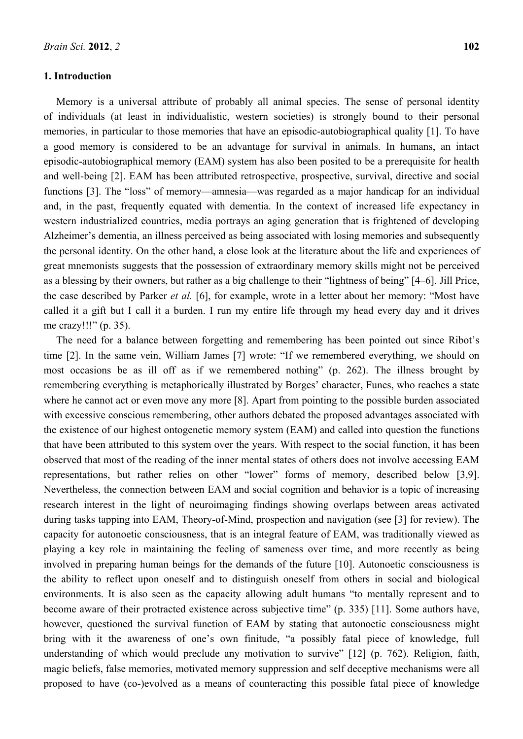## 1. Introduction

Memory is a universal attribute of probably all animal species. The sense of personal identity of individuals (at least in individualistic, western societies) is strongly bound to their personal memories, in particular to those memories that have an episodic-autobiographical quality [1]. To have a good memory is considered to be an advantage for survival in animals. In humans, an intact episodic-autobiographical memory (EAM) system has also been posited to be a prerequisite for health and well-being [2]. EAM has been attributed retrospective, prospective, survival, directive and social functions [3]. The "loss" of memory—amnesia—was regarded as a major handicap for an individual and, in the past, frequently equated with dementia. In the context of increased life expectancy in western industrialized countries, media portrays an aging generation that is frightened of developing Alzheimer's dementia, an illness perceived as being associated with losing memories and subsequently the personal identity. On the other hand, a close look at the literature about the life and experiences of great mnemonists suggests that the possession of extraordinary memory skills might not be perceived as a blessing by their owners, but rather as a big challenge to their "lightness of being" [4–6]. Jill Price, the case described by Parker *et al.* [6], for example, wrote in a letter about her memory: "Most have called it a gift but I call it a burden. I run my entire life through my head every day and it drives me crazy!!!" (p. 35).

The need for a balance between forgetting and remembering has been pointed out since Ribot's time [2]. In the same vein, William James [7] wrote: "If we remembered everything, we should on most occasions be as ill off as if we remembered nothing" (p. 262). The illness brought by remembering everything is metaphorically illustrated by Borges' character, Funes, who reaches a state where he cannot act or even move any more [8]. Apart from pointing to the possible burden associated with excessive conscious remembering, other authors debated the proposed advantages associated with the existence of our highest ontogenetic memory system (EAM) and called into question the functions that have been attributed to this system over the years. With respect to the social function, it has been observed that most of the reading of the inner mental states of others does not involve accessing EAM representations, but rather relies on other "lower" forms of memory, described below [3,9]. Nevertheless, the connection between EAM and social cognition and behavior is a topic of increasing research interest in the light of neuroimaging findings showing overlaps between areas activated during tasks tapping into EAM, Theory-of-Mind, prospection and navigation (see [3] for review). The capacity for autonoetic consciousness, that is an integral feature of EAM, was traditionally viewed as playing a key role in maintaining the feeling of sameness over time, and more recently as being involved in preparing human beings for the demands of the future [10]. Autonoetic consciousness is the ability to reflect upon oneself and to distinguish oneself from others in social and biological environments. It is also seen as the capacity allowing adult humans "to mentally represent and to become aware of their protracted existence across subjective time" (p. 335) [11]. Some authors have, however, questioned the survival function of EAM by stating that autonoetic consciousness might bring with it the awareness of one's own finitude, "a possibly fatal piece of knowledge, full understanding of which would preclude any motivation to survive" [12] (p. 762). Religion, faith, magic beliefs, false memories, motivated memory suppression and self deceptive mechanisms were all proposed to have (co-)evolved as a means of counteracting this possible fatal piece of knowledge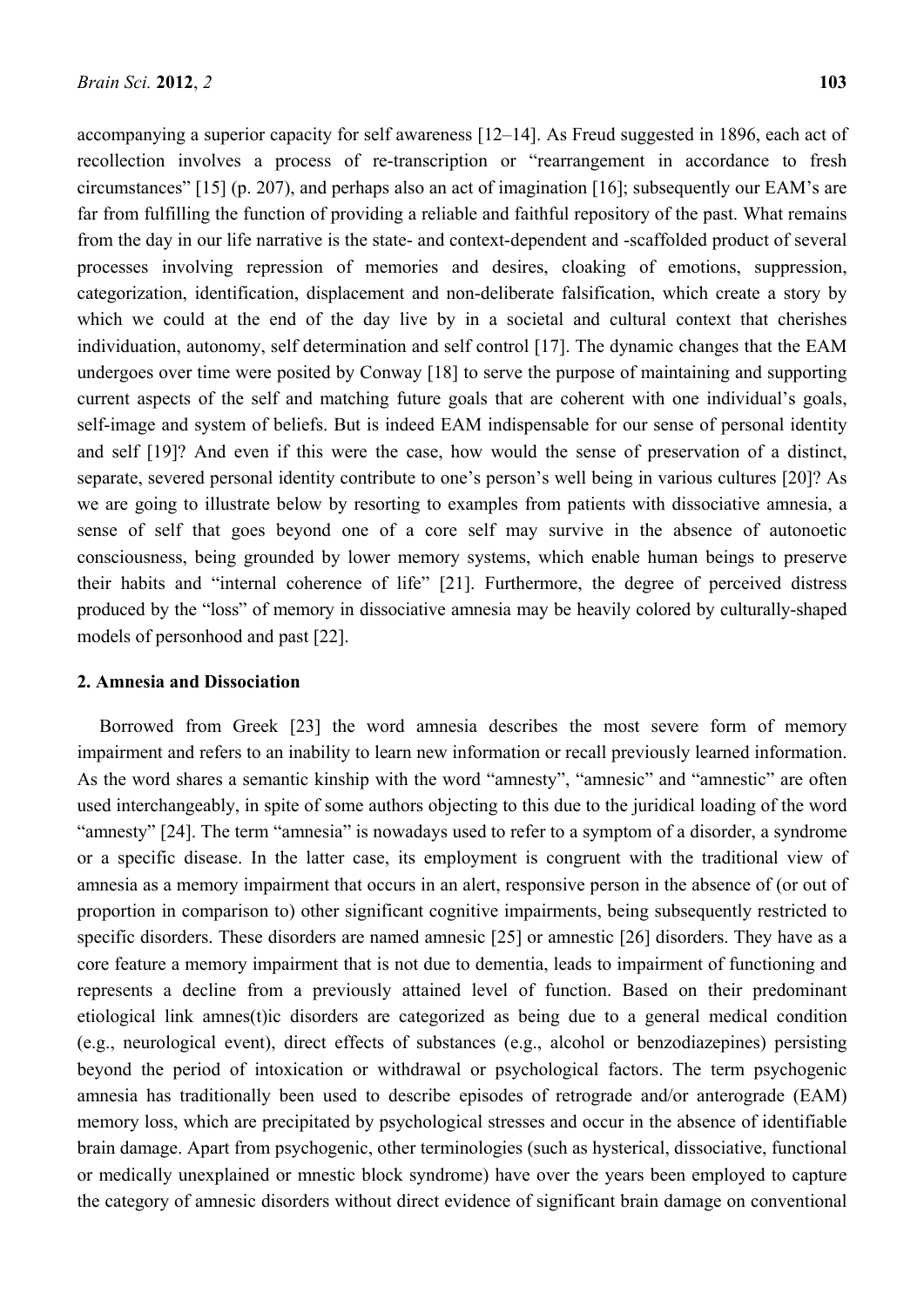accompanying a superior capacity for self awareness [12–14]. As Freud suggested in 1896, each act of recollection involves a process of re-transcription or "rearrangement in accordance to fresh circumstances" [15] (p. 207), and perhaps also an act of imagination [16]; subsequently our EAM's are far from fulfilling the function of providing a reliable and faithful repository of the past. What remains from the day in our life narrative is the state- and context-dependent and -scaffolded product of several processes involving repression of memories and desires, cloaking of emotions, suppression, categorization, identification, displacement and non-deliberate falsification, which create a story by which we could at the end of the day live by in a societal and cultural context that cherishes individuation, autonomy, self determination and self control [17]. The dynamic changes that the EAM undergoes over time were posited by Conway [18] to serve the purpose of maintaining and supporting current aspects of the self and matching future goals that are coherent with one individual's goals, self-image and system of beliefs. But is indeed EAM indispensable for our sense of personal identity and self [19]? And even if this were the case, how would the sense of preservation of a distinct, separate, severed personal identity contribute to one's person's well being in various cultures [20]? As we are going to illustrate below by resorting to examples from patients with dissociative amnesia, a sense of self that goes beyond one of a core self may survive in the absence of autonoetic consciousness, being grounded by lower memory systems, which enable human beings to preserve their habits and "internal coherence of life" [21]. Furthermore, the degree of perceived distress produced by the "loss" of memory in dissociative amnesia may be heavily colored by culturally-shaped models of personhood and past [22].

## 2. Amnesia and Dissociation

Borrowed from Greek [23] the word amnesia describes the most severe form of memory impairment and refers to an inability to learn new information or recall previously learned information. As the word shares a semantic kinship with the word "amnesty", "amnesic" and "amnestic" are often used interchangeably, in spite of some authors objecting to this due to the juridical loading of the word "amnesty" [24]. The term "amnesia" is nowadays used to refer to a symptom of a disorder, a syndrome or a specific disease. In the latter case, its employment is congruent with the traditional view of amnesia as a memory impairment that occurs in an alert, responsive person in the absence of (or out of proportion in comparison to) other significant cognitive impairments, being subsequently restricted to specific disorders. These disorders are named amnesic [25] or amnestic [26] disorders. They have as a core feature a memory impairment that is not due to dementia, leads to impairment of functioning and represents a decline from a previously attained level of function. Based on their predominant etiological link amnes(t)ic disorders are categorized as being due to a general medical condition (e.g., neurological event), direct effects of substances (e.g., alcohol or benzodiazepines) persisting beyond the period of intoxication or withdrawal or psychological factors. The term psychogenic amnesia has traditionally been used to describe episodes of retrograde and/or anterograde (EAM) memory loss, which are precipitated by psychological stresses and occur in the absence of identifiable brain damage. Apart from psychogenic, other terminologies (such as hysterical, dissociative, functional or medically unexplained or mnestic block syndrome) have over the years been employed to capture the category of amnesic disorders without direct evidence of significant brain damage on conventional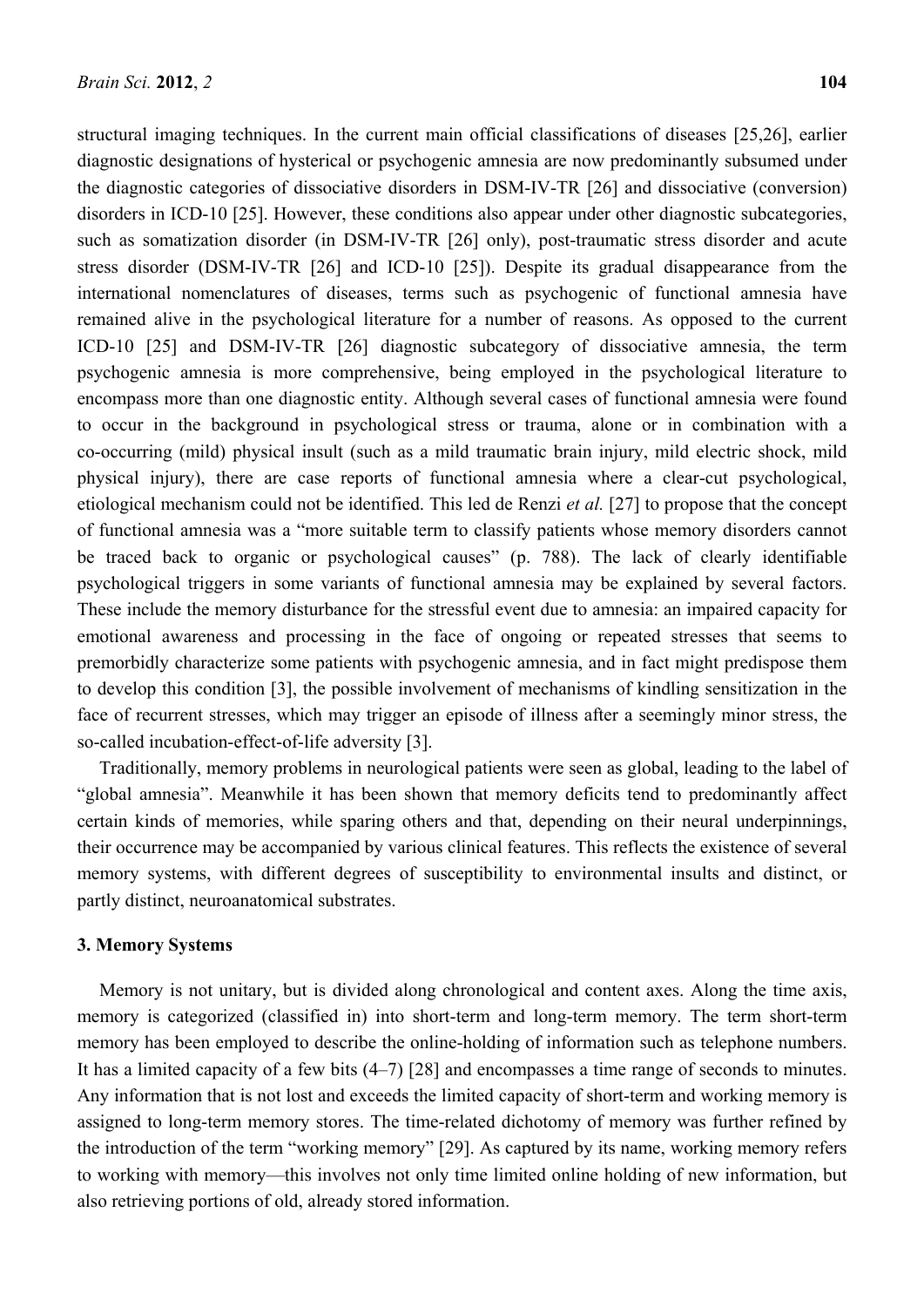structural imaging techniques. In the current main official classifications of diseases [25,26], earlier diagnostic designations of hysterical or psychogenic amnesia are now predominantly subsumed under the diagnostic categories of dissociative disorders in DSM-IV-TR [26] and dissociative (conversion) disorders in ICD-10 [25]. However, these conditions also appear under other diagnostic subcategories, such as somatization disorder (in DSM-IV-TR [26] only), post-traumatic stress disorder and acute stress disorder (DSM-IV-TR [26] and ICD-10 [25]). Despite its gradual disappearance from the international nomenclatures of diseases, terms such as psychogenic of functional amnesia have remained alive in the psychological literature for a number of reasons. As opposed to the current ICD-10 [25] and DSM-IV-TR [26] diagnostic subcategory of dissociative amnesia, the term psychogenic amnesia is more comprehensive, being employed in the psychological literature to encompass more than one diagnostic entity. Although several cases of functional amnesia were found to occur in the background in psychological stress or trauma, alone or in combination with a co-occurring (mild) physical insult (such as a mild traumatic brain injury, mild electric shock, mild physical injury), there are case reports of functional amnesia where a clear-cut psychological, etiological mechanism could not be identified. This led de Renzi *et al.* [27] to propose that the concept of functional amnesia was a "more suitable term to classify patients whose memory disorders cannot be traced back to organic or psychological causes" (p. 788). The lack of clearly identifiable psychological triggers in some variants of functional amnesia may be explained by several factors. These include the memory disturbance for the stressful event due to amnesia: an impaired capacity for emotional awareness and processing in the face of ongoing or repeated stresses that seems to premorbidly characterize some patients with psychogenic amnesia, and in fact might predispose them to develop this condition [3], the possible involvement of mechanisms of kindling sensitization in the face of recurrent stresses, which may trigger an episode of illness after a seemingly minor stress, the so-called incubation-effect-of-life adversity [3].

Traditionally, memory problems in neurological patients were seen as global, leading to the label of "global amnesia". Meanwhile it has been shown that memory deficits tend to predominantly affect certain kinds of memories, while sparing others and that, depending on their neural underpinnings, their occurrence may be accompanied by various clinical features. This reflects the existence of several memory systems, with different degrees of susceptibility to environmental insults and distinct, or partly distinct, neuroanatomical substrates.

## 3. Memory Systems

Memory is not unitary, but is divided along chronological and content axes. Along the time axis, memory is categorized (classified in) into short-term and long-term memory. The term short-term memory has been employed to describe the online-holding of information such as telephone numbers. It has a limited capacity of a few bits (4–7) [28] and encompasses a time range of seconds to minutes. Any information that is not lost and exceeds the limited capacity of short-term and working memory is assigned to long-term memory stores. The time-related dichotomy of memory was further refined by the introduction of the term "working memory" [29]. As captured by its name, working memory refers to working with memory—this involves not only time limited online holding of new information, but also retrieving portions of old, already stored information.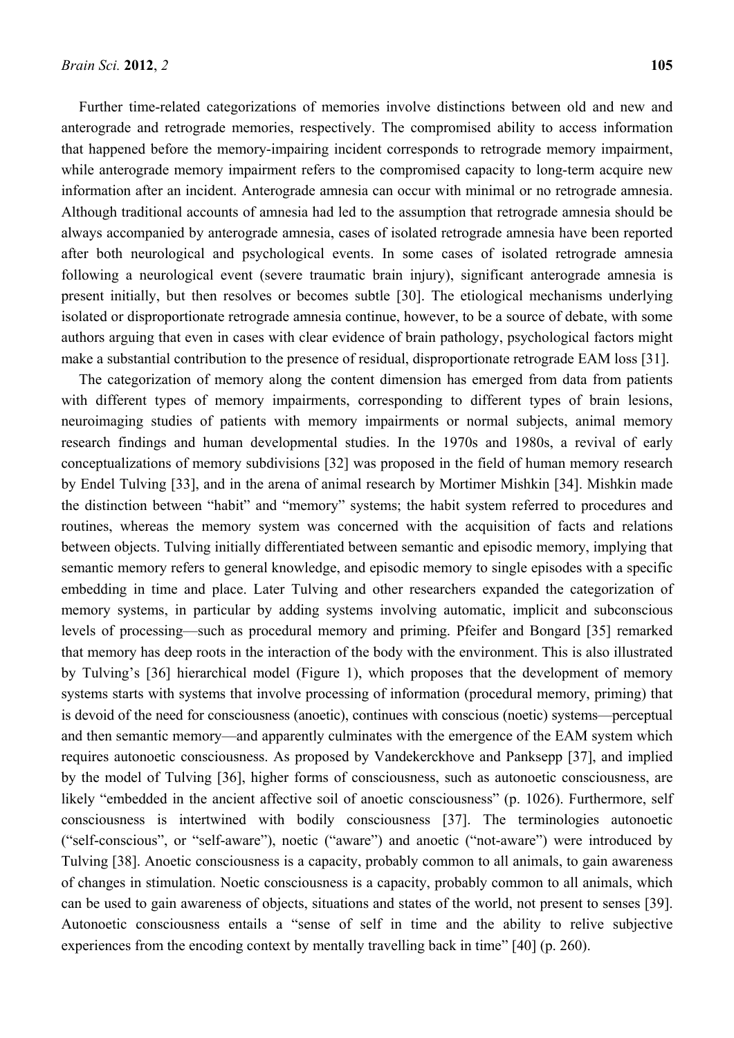Further time-related categorizations of memories involve distinctions between old and new and anterograde and retrograde memories, respectively. The compromised ability to access information that happened before the memory-impairing incident corresponds to retrograde memory impairment, while anterograde memory impairment refers to the compromised capacity to long-term acquire new information after an incident. Anterograde amnesia can occur with minimal or no retrograde amnesia. Although traditional accounts of amnesia had led to the assumption that retrograde amnesia should be always accompanied by anterograde amnesia, cases of isolated retrograde amnesia have been reported after both neurological and psychological events. In some cases of isolated retrograde amnesia following a neurological event (severe traumatic brain injury), significant anterograde amnesia is present initially, but then resolves or becomes subtle [30]. The etiological mechanisms underlying isolated or disproportionate retrograde amnesia continue, however, to be a source of debate, with some authors arguing that even in cases with clear evidence of brain pathology, psychological factors might make a substantial contribution to the presence of residual, disproportionate retrograde EAM loss [31].

The categorization of memory along the content dimension has emerged from data from patients with different types of memory impairments, corresponding to different types of brain lesions, neuroimaging studies of patients with memory impairments or normal subjects, animal memory research findings and human developmental studies. In the 1970s and 1980s, a revival of early conceptualizations of memory subdivisions [32] was proposed in the field of human memory research by Endel Tulving [33], and in the arena of animal research by Mortimer Mishkin [34]. Mishkin made the distinction between "habit" and "memory" systems; the habit system referred to procedures and routines, whereas the memory system was concerned with the acquisition of facts and relations between objects. Tulving initially differentiated between semantic and episodic memory, implying that semantic memory refers to general knowledge, and episodic memory to single episodes with a specific embedding in time and place. Later Tulving and other researchers expanded the categorization of memory systems, in particular by adding systems involving automatic, implicit and subconscious levels of processing—such as procedural memory and priming. Pfeifer and Bongard [35] remarked that memory has deep roots in the interaction of the body with the environment. This is also illustrated by Tulving's [36] hierarchical model (Figure 1), which proposes that the development of memory systems starts with systems that involve processing of information (procedural memory, priming) that is devoid of the need for consciousness (anoetic), continues with conscious (noetic) systems—perceptual and then semantic memory—and apparently culminates with the emergence of the EAM system which requires autonoetic consciousness. As proposed by Vandekerckhove and Panksepp [37], and implied by the model of Tulving [36], higher forms of consciousness, such as autonoetic consciousness, are likely "embedded in the ancient affective soil of anoetic consciousness" (p. 1026). Furthermore, self consciousness is intertwined with bodily consciousness [37]. The terminologies autonoetic ("self-conscious", or "self-aware"), noetic ("aware") and anoetic ("not-aware") were introduced by Tulving [38]. Anoetic consciousness is a capacity, probably common to all animals, to gain awareness of changes in stimulation. Noetic consciousness is a capacity, probably common to all animals, which can be used to gain awareness of objects, situations and states of the world, not present to senses [39]. Autonoetic consciousness entails a "sense of self in time and the ability to relive subjective experiences from the encoding context by mentally travelling back in time" [40] (p. 260).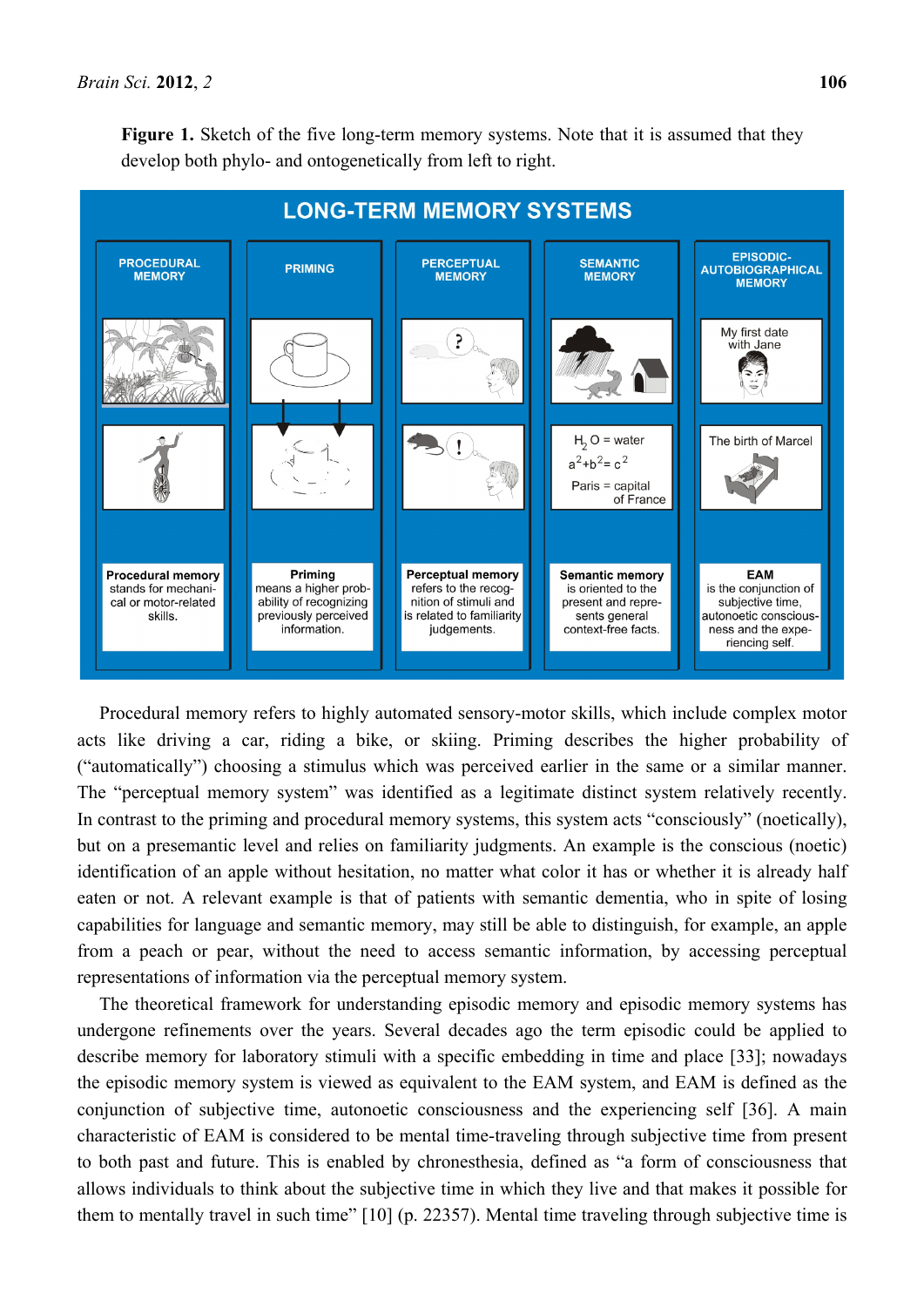**Figure 1.** Sketch of the five long-term memory systems. Note that it is assumed that they develop both phylo- and ontogenetically from left to right.

**LONG-TERM MEMORY SYSTEMS**

| PROCEDURAL MEMORY | PRIMING | PERCEPTUAL MEMORY | SEMANTIC MEMORY | EPISODIC-AUTOBIOGRAPHICAL MEMORY |
|---|---|---|---|---|
| | | ? | | My first date with Jane |
| | | ! | $H_2O$ = water<br>$a^2+b^2=c^2$<br>Paris = capital of France | The birth of Marcel |
| **Procedural memory** stands for mechanical or motor-related skills. | **Priming** means a higher probability of recognizing previously perceived information. | **Perceptual memory** refers to the recognition of stimuli and is related to familiarity judgements. | **Semantic memory** is oriented to the present and represents general context-free facts. | **EAM** is the conjunction of subjective time, autonoetic consciousness and the experiencing self. |

Procedural memory refers to highly automated sensory-motor skills, which include complex motor acts like driving a car, riding a bike, or skiing. Priming describes the higher probability of ("automatically") choosing a stimulus which was perceived earlier in the same or a similar manner. The "perceptual memory system" was identified as a legitimate distinct system relatively recently. In contrast to the priming and procedural memory systems, this system acts "consciously" (noetically), but on a presemantic level and relies on familiarity judgments. An example is the conscious (noetic) identification of an apple without hesitation, no matter what color it has or whether it is already half eaten or not. A relevant example is that of patients with semantic dementia, who in spite of losing capabilities for language and semantic memory, may still be able to distinguish, for example, an apple from a peach or pear, without the need to access semantic information, by accessing perceptual representations of information via the perceptual memory system.

The theoretical framework for understanding episodic memory and episodic memory systems has undergone refinements over the years. Several decades ago the term episodic could be applied to describe memory for laboratory stimuli with a specific embedding in time and place [33]; nowadays the episodic memory system is viewed as equivalent to the EAM system, and EAM is defined as the conjunction of subjective time, autonoetic consciousness and the experiencing self [36]. A main characteristic of EAM is considered to be mental time-traveling through subjective time from present to both past and future. This is enabled by chronesthesia, defined as "a form of consciousness that allows individuals to think about the subjective time in which they live and that makes it possible for them to mentally travel in such time" [10] (p. 22357). Mental time traveling through subjective time is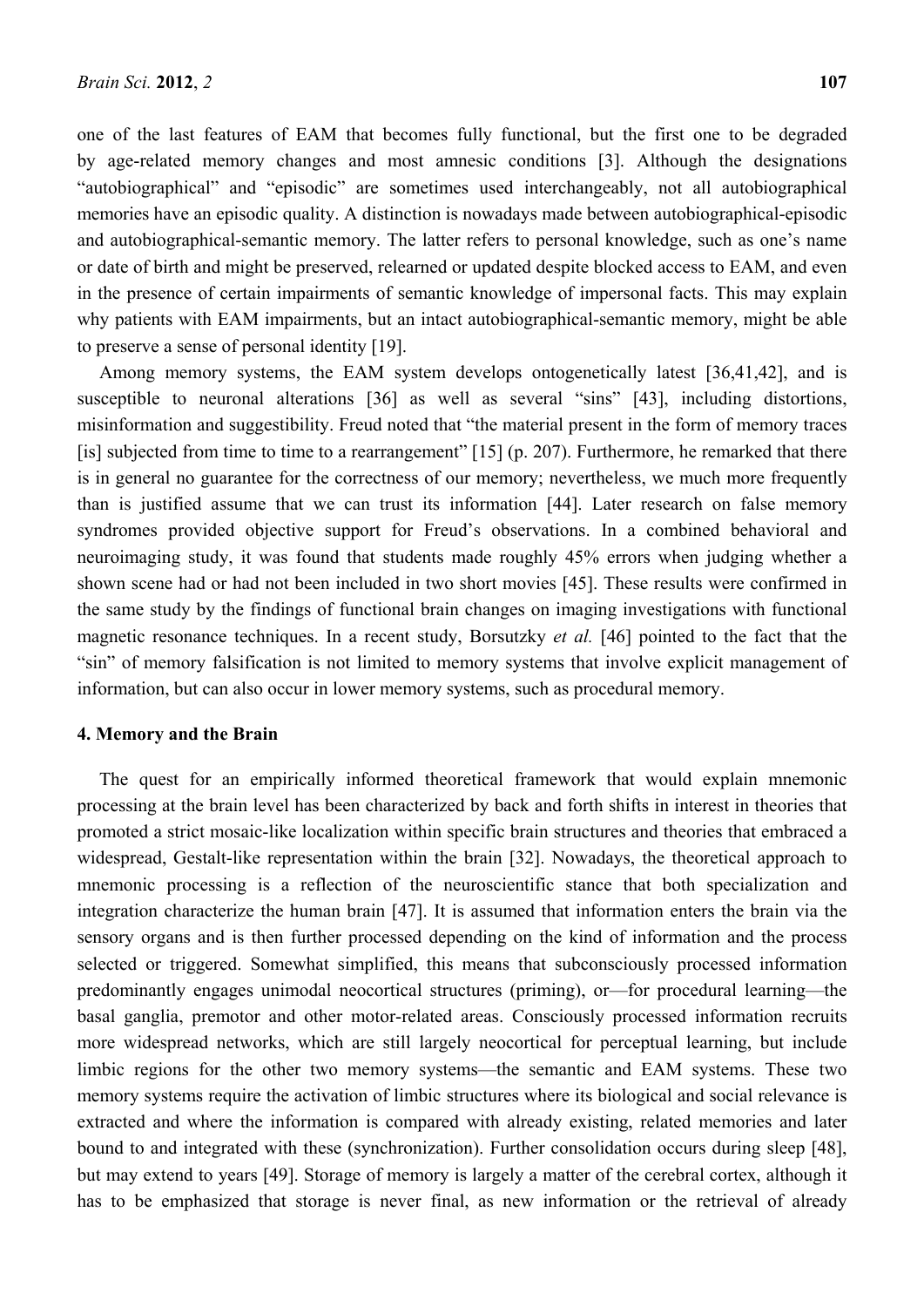one of the last features of EAM that becomes fully functional, but the first one to be degraded by age-related memory changes and most amnesic conditions [3]. Although the designations "autobiographical" and "episodic" are sometimes used interchangeably, not all autobiographical memories have an episodic quality. A distinction is nowadays made between autobiographical-episodic and autobiographical-semantic memory. The latter refers to personal knowledge, such as one's name or date of birth and might be preserved, relearned or updated despite blocked access to EAM, and even in the presence of certain impairments of semantic knowledge of impersonal facts. This may explain why patients with EAM impairments, but an intact autobiographical-semantic memory, might be able to preserve a sense of personal identity [19].

Among memory systems, the EAM system develops ontogenetically latest [36,41,42], and is susceptible to neuronal alterations [36] as well as several "sins" [43], including distortions, misinformation and suggestibility. Freud noted that "the material present in the form of memory traces [is] subjected from time to time to a rearrangement" [15] (p. 207). Furthermore, he remarked that there is in general no guarantee for the correctness of our memory; nevertheless, we much more frequently than is justified assume that we can trust its information [44]. Later research on false memory syndromes provided objective support for Freud's observations. In a combined behavioral and neuroimaging study, it was found that students made roughly 45% errors when judging whether a shown scene had or had not been included in two short movies [45]. These results were confirmed in the same study by the findings of functional brain changes on imaging investigations with functional magnetic resonance techniques. In a recent study, Borsutzky *et al.* [46] pointed to the fact that the "sin" of memory falsification is not limited to memory systems that involve explicit management of information, but can also occur in lower memory systems, such as procedural memory.

## 4. Memory and the Brain

The quest for an empirically informed theoretical framework that would explain mnemonic processing at the brain level has been characterized by back and forth shifts in interest in theories that promoted a strict mosaic-like localization within specific brain structures and theories that embraced a widespread, Gestalt-like representation within the brain [32]. Nowadays, the theoretical approach to mnemonic processing is a reflection of the neuroscientific stance that both specialization and integration characterize the human brain [47]. It is assumed that information enters the brain via the sensory organs and is then further processed depending on the kind of information and the process selected or triggered. Somewhat simplified, this means that subconsciously processed information predominantly engages unimodal neocortical structures (priming), or—for procedural learning—the basal ganglia, premotor and other motor-related areas. Consciously processed information recruits more widespread networks, which are still largely neocortical for perceptual learning, but include limbic regions for the other two memory systems—the semantic and EAM systems. These two memory systems require the activation of limbic structures where its biological and social relevance is extracted and where the information is compared with already existing, related memories and later bound to and integrated with these (synchronization). Further consolidation occurs during sleep [48], but may extend to years [49]. Storage of memory is largely a matter of the cerebral cortex, although it has to be emphasized that storage is never final, as new information or the retrieval of already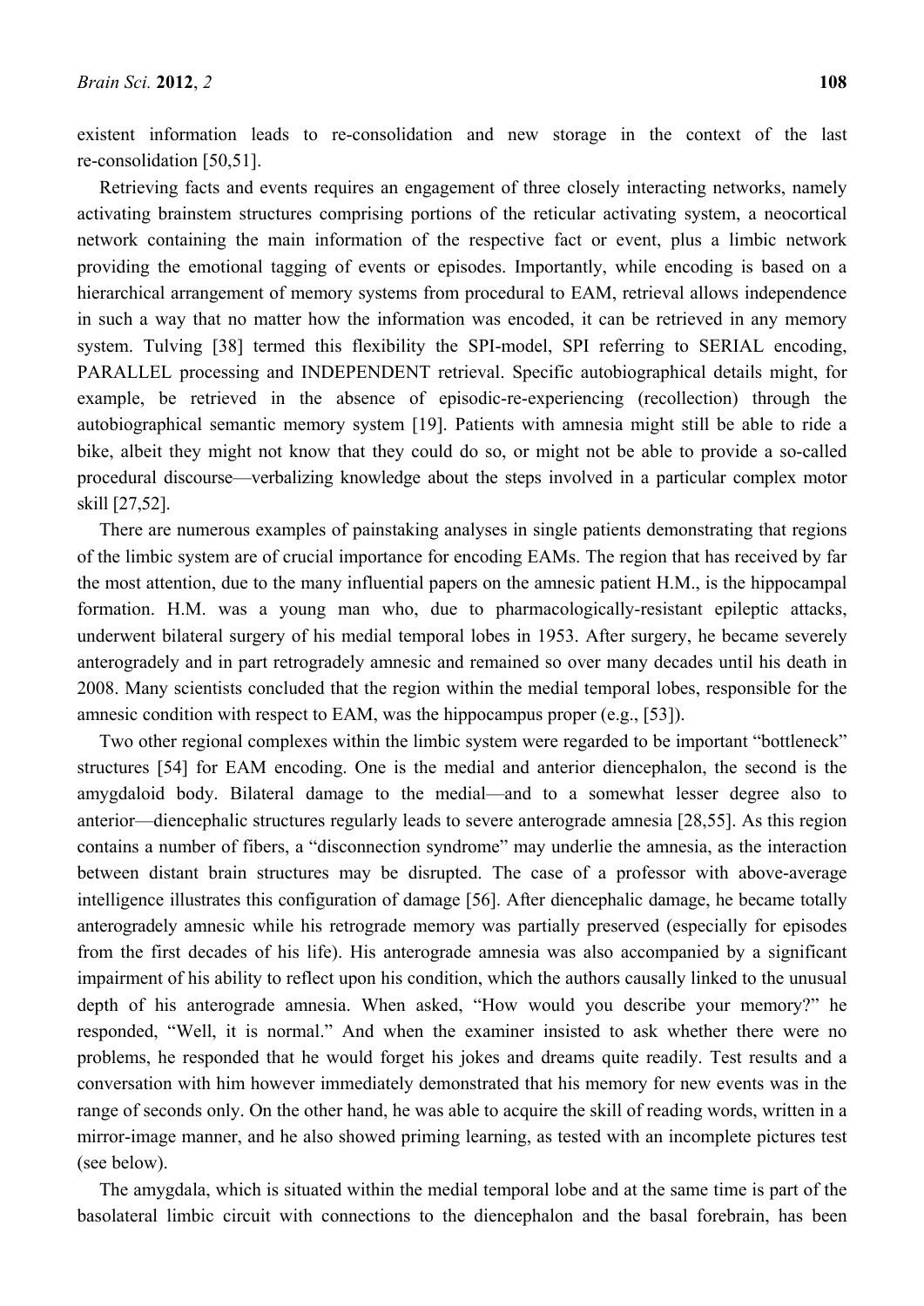existent information leads to re-consolidation and new storage in the context of the last re-consolidation [50,51].

Retrieving facts and events requires an engagement of three closely interacting networks, namely activating brainstem structures comprising portions of the reticular activating system, a neocortical network containing the main information of the respective fact or event, plus a limbic network providing the emotional tagging of events or episodes. Importantly, while encoding is based on a hierarchical arrangement of memory systems from procedural to EAM, retrieval allows independence in such a way that no matter how the information was encoded, it can be retrieved in any memory system. Tulving [38] termed this flexibility the SPI-model, SPI referring to SERIAL encoding, PARALLEL processing and INDEPENDENT retrieval. Specific autobiographical details might, for example, be retrieved in the absence of episodic-re-experiencing (recollection) through the autobiographical semantic memory system [19]. Patients with amnesia might still be able to ride a bike, albeit they might not know that they could do so, or might not be able to provide a so-called procedural discourse—verbalizing knowledge about the steps involved in a particular complex motor skill [27,52].

There are numerous examples of painstaking analyses in single patients demonstrating that regions of the limbic system are of crucial importance for encoding EAMs. The region that has received by far the most attention, due to the many influential papers on the amnesic patient H.M., is the hippocampal formation. H.M. was a young man who, due to pharmacologically-resistant epileptic attacks, underwent bilateral surgery of his medial temporal lobes in 1953. After surgery, he became severely anterogradely and in part retrogradely amnesic and remained so over many decades until his death in 2008. Many scientists concluded that the region within the medial temporal lobes, responsible for the amnesic condition with respect to EAM, was the hippocampus proper (e.g., [53]).

Two other regional complexes within the limbic system were regarded to be important "bottleneck" structures [54] for EAM encoding. One is the medial and anterior diencephalon, the second is the amygdaloid body. Bilateral damage to the medial—and to a somewhat lesser degree also to anterior—diencephalic structures regularly leads to severe anterograde amnesia [28,55]. As this region contains a number of fibers, a "disconnection syndrome" may underlie the amnesia, as the interaction between distant brain structures may be disrupted. The case of a professor with above-average intelligence illustrates this configuration of damage [56]. After diencephalic damage, he became totally anterogradely amnesic while his retrograde memory was partially preserved (especially for episodes from the first decades of his life). His anterograde amnesia was also accompanied by a significant impairment of his ability to reflect upon his condition, which the authors causally linked to the unusual depth of his anterograde amnesia. When asked, "How would you describe your memory?" he responded, "Well, it is normal." And when the examiner insisted to ask whether there were no problems, he responded that he would forget his jokes and dreams quite readily. Test results and a conversation with him however immediately demonstrated that his memory for new events was in the range of seconds only. On the other hand, he was able to acquire the skill of reading words, written in a mirror-image manner, and he also showed priming learning, as tested with an incomplete pictures test (see below).

The amygdala, which is situated within the medial temporal lobe and at the same time is part of the basolateral limbic circuit with connections to the diencephalon and the basal forebrain, has been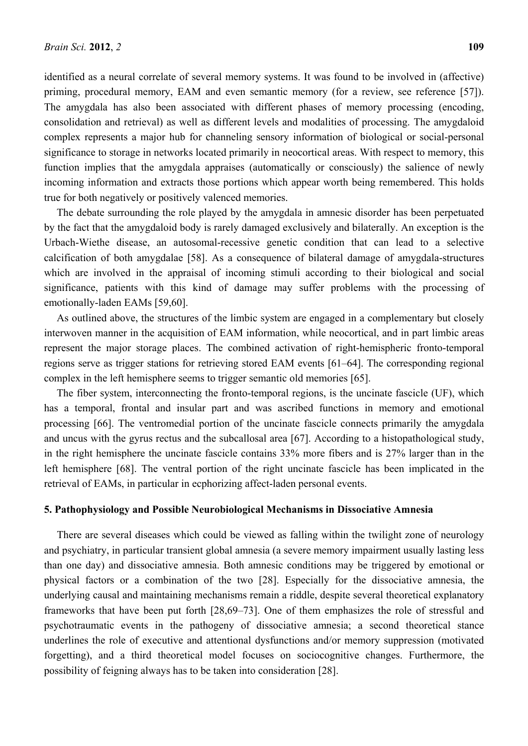identified as a neural correlate of several memory systems. It was found to be involved in (affective) priming, procedural memory, EAM and even semantic memory (for a review, see reference [57]). The amygdala has also been associated with different phases of memory processing (encoding, consolidation and retrieval) as well as different levels and modalities of processing. The amygdaloid complex represents a major hub for channeling sensory information of biological or social-personal significance to storage in networks located primarily in neocortical areas. With respect to memory, this function implies that the amygdala appraises (automatically or consciously) the salience of newly incoming information and extracts those portions which appear worth being remembered. This holds true for both negatively or positively valenced memories.

The debate surrounding the role played by the amygdala in amnesic disorder has been perpetuated by the fact that the amygdaloid body is rarely damaged exclusively and bilaterally. An exception is the Urbach-Wiethe disease, an autosomal-recessive genetic condition that can lead to a selective calcification of both amygdalae [58]. As a consequence of bilateral damage of amygdala-structures which are involved in the appraisal of incoming stimuli according to their biological and social significance, patients with this kind of damage may suffer problems with the processing of emotionally-laden EAMs [59,60].

As outlined above, the structures of the limbic system are engaged in a complementary but closely interwoven manner in the acquisition of EAM information, while neocortical, and in part limbic areas represent the major storage places. The combined activation of right-hemispheric fronto-temporal regions serve as trigger stations for retrieving stored EAM events [61–64]. The corresponding regional complex in the left hemisphere seems to trigger semantic old memories [65].

The fiber system, interconnecting the fronto-temporal regions, is the uncinate fascicle (UF), which has a temporal, frontal and insular part and was ascribed functions in memory and emotional processing [66]. The ventromedial portion of the uncinate fascicle connects primarily the amygdala and uncus with the gyrus rectus and the subcallosal area [67]. According to a histopathological study, in the right hemisphere the uncinate fascicle contains 33% more fibers and is 27% larger than in the left hemisphere [68]. The ventral portion of the right uncinate fascicle has been implicated in the retrieval of EAMs, in particular in ecphorizing affect-laden personal events.

## 5. Pathophysiology and Possible Neurobiological Mechanisms in Dissociative Amnesia

There are several diseases which could be viewed as falling within the twilight zone of neurology and psychiatry, in particular transient global amnesia (a severe memory impairment usually lasting less than one day) and dissociative amnesia. Both amnesic conditions may be triggered by emotional or physical factors or a combination of the two [28]. Especially for the dissociative amnesia, the underlying causal and maintaining mechanisms remain a riddle, despite several theoretical explanatory frameworks that have been put forth [28,69–73]. One of them emphasizes the role of stressful and psychotraumatic events in the pathogeny of dissociative amnesia; a second theoretical stance underlines the role of executive and attentional dysfunctions and/or memory suppression (motivated forgetting), and a third theoretical model focuses on sociocognitive changes. Furthermore, the possibility of feigning always has to be taken into consideration [28].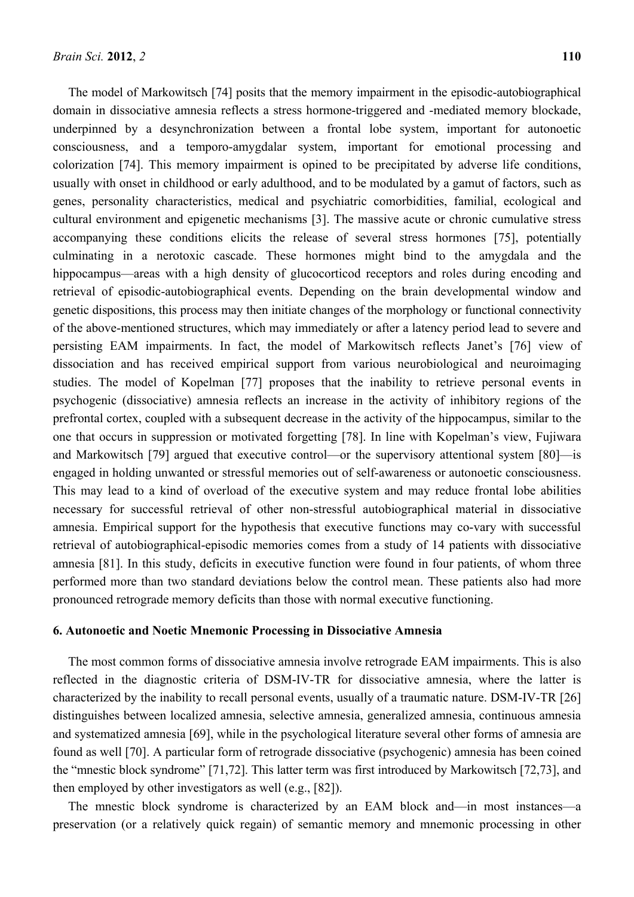The model of Markowitsch [74] posits that the memory impairment in the episodic-autobiographical domain in dissociative amnesia reflects a stress hormone-triggered and -mediated memory blockade, underpinned by a desynchronization between a frontal lobe system, important for autonoetic consciousness, and a temporo-amygdalar system, important for emotional processing and colorization [74]. This memory impairment is opined to be precipitated by adverse life conditions, usually with onset in childhood or early adulthood, and to be modulated by a gamut of factors, such as genes, personality characteristics, medical and psychiatric comorbidities, familial, ecological and cultural environment and epigenetic mechanisms [3]. The massive acute or chronic cumulative stress accompanying these conditions elicits the release of several stress hormones [75], potentially culminating in a nerotoxic cascade. These hormones might bind to the amygdala and the hippocampus—areas with a high density of glucocorticod receptors and roles during encoding and retrieval of episodic-autobiographical events. Depending on the brain developmental window and genetic dispositions, this process may then initiate changes of the morphology or functional connectivity of the above-mentioned structures, which may immediately or after a latency period lead to severe and persisting EAM impairments. In fact, the model of Markowitsch reflects Janet's [76] view of dissociation and has received empirical support from various neurobiological and neuroimaging studies. The model of Kopelman [77] proposes that the inability to retrieve personal events in psychogenic (dissociative) amnesia reflects an increase in the activity of inhibitory regions of the prefrontal cortex, coupled with a subsequent decrease in the activity of the hippocampus, similar to the one that occurs in suppression or motivated forgetting [78]. In line with Kopelman's view, Fujiwara and Markowitsch [79] argued that executive control—or the supervisory attentional system [80]—is engaged in holding unwanted or stressful memories out of self-awareness or autonoetic consciousness. This may lead to a kind of overload of the executive system and may reduce frontal lobe abilities necessary for successful retrieval of other non-stressful autobiographical material in dissociative amnesia. Empirical support for the hypothesis that executive functions may co-vary with successful retrieval of autobiographical-episodic memories comes from a study of 14 patients with dissociative amnesia [81]. In this study, deficits in executive function were found in four patients, of whom three performed more than two standard deviations below the control mean. These patients also had more pronounced retrograde memory deficits than those with normal executive functioning.

## 6. Autonoetic and Noetic Mnemonic Processing in Dissociative Amnesia

The most common forms of dissociative amnesia involve retrograde EAM impairments. This is also reflected in the diagnostic criteria of DSM-IV-TR for dissociative amnesia, where the latter is characterized by the inability to recall personal events, usually of a traumatic nature. DSM-IV-TR [26] distinguishes between localized amnesia, selective amnesia, generalized amnesia, continuous amnesia and systematized amnesia [69], while in the psychological literature several other forms of amnesia are found as well [70]. A particular form of retrograde dissociative (psychogenic) amnesia has been coined the "mnestic block syndrome" [71,72]. This latter term was first introduced by Markowitsch [72,73], and then employed by other investigators as well (e.g., [82]).

The mnestic block syndrome is characterized by an EAM block and—in most instances—a preservation (or a relatively quick regain) of semantic memory and mnemonic processing in other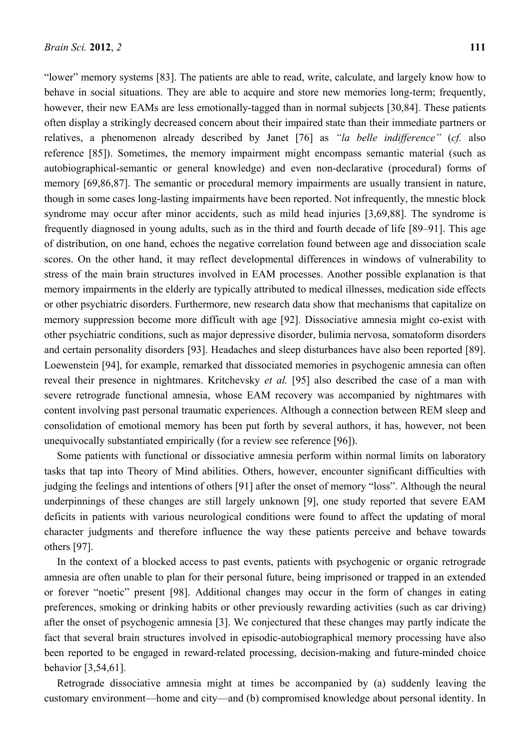"lower" memory systems [83]. The patients are able to read, write, calculate, and largely know how to behave in social situations. They are able to acquire and store new memories long-term; frequently, however, their new EAMs are less emotionally-tagged than in normal subjects [30,84]. These patients often display a strikingly decreased concern about their impaired state than their immediate partners or relatives, a phenomenon already described by Janet [76] as *"la belle indifference"* (*cf.* also reference [85]). Sometimes, the memory impairment might encompass semantic material (such as autobiographical-semantic or general knowledge) and even non-declarative (procedural) forms of memory [69,86,87]. The semantic or procedural memory impairments are usually transient in nature, though in some cases long-lasting impairments have been reported. Not infrequently, the mnestic block syndrome may occur after minor accidents, such as mild head injuries [3,69,88]. The syndrome is frequently diagnosed in young adults, such as in the third and fourth decade of life [89–91]. This age of distribution, on one hand, echoes the negative correlation found between age and dissociation scale scores. On the other hand, it may reflect developmental differences in windows of vulnerability to stress of the main brain structures involved in EAM processes. Another possible explanation is that memory impairments in the elderly are typically attributed to medical illnesses, medication side effects or other psychiatric disorders. Furthermore, new research data show that mechanisms that capitalize on memory suppression become more difficult with age [92]. Dissociative amnesia might co-exist with other psychiatric conditions, such as major depressive disorder, bulimia nervosa, somatoform disorders and certain personality disorders [93]. Headaches and sleep disturbances have also been reported [89]. Loewenstein [94], for example, remarked that dissociated memories in psychogenic amnesia can often reveal their presence in nightmares. Kritchevsky *et al.* [95] also described the case of a man with severe retrograde functional amnesia, whose EAM recovery was accompanied by nightmares with content involving past personal traumatic experiences. Although a connection between REM sleep and consolidation of emotional memory has been put forth by several authors, it has, however, not been unequivocally substantiated empirically (for a review see reference [96]).

Some patients with functional or dissociative amnesia perform within normal limits on laboratory tasks that tap into Theory of Mind abilities. Others, however, encounter significant difficulties with judging the feelings and intentions of others [91] after the onset of memory "loss". Although the neural underpinnings of these changes are still largely unknown [9], one study reported that severe EAM deficits in patients with various neurological conditions were found to affect the updating of moral character judgments and therefore influence the way these patients perceive and behave towards others [97].

In the context of a blocked access to past events, patients with psychogenic or organic retrograde amnesia are often unable to plan for their personal future, being imprisoned or trapped in an extended or forever "noetic" present [98]. Additional changes may occur in the form of changes in eating preferences, smoking or drinking habits or other previously rewarding activities (such as car driving) after the onset of psychogenic amnesia [3]. We conjectured that these changes may partly indicate the fact that several brain structures involved in episodic-autobiographical memory processing have also been reported to be engaged in reward-related processing, decision-making and future-minded choice behavior [3,54,61].

Retrograde dissociative amnesia might at times be accompanied by (a) suddenly leaving the customary environment—home and city—and (b) compromised knowledge about personal identity. In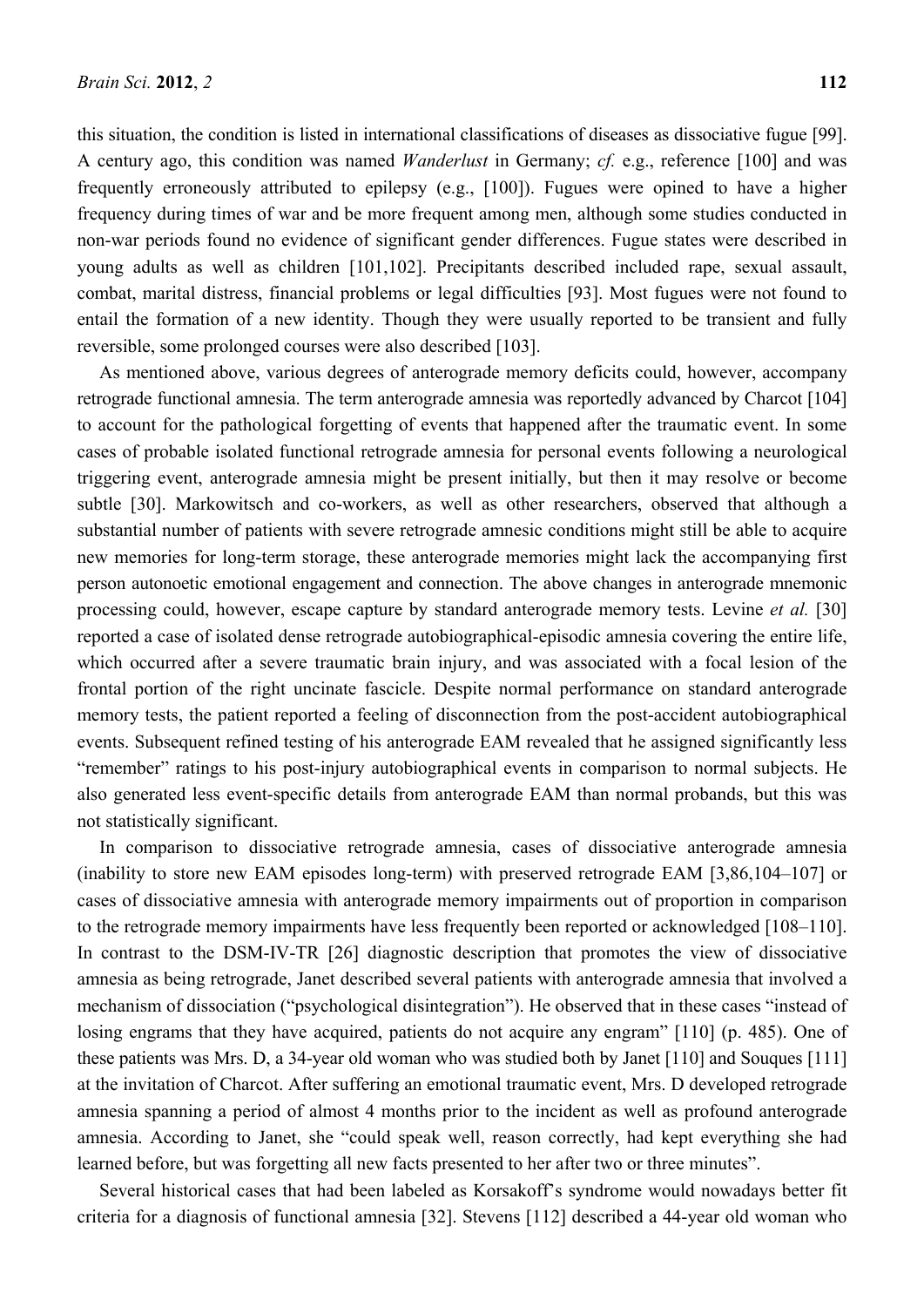this situation, the condition is listed in international classifications of diseases as dissociative fugue [99]. A century ago, this condition was named *Wanderlust* in Germany; *cf.* e.g., reference [100] and was frequently erroneously attributed to epilepsy (e.g., [100]). Fugues were opined to have a higher frequency during times of war and be more frequent among men, although some studies conducted in non-war periods found no evidence of significant gender differences. Fugue states were described in young adults as well as children [101,102]. Precipitants described included rape, sexual assault, combat, marital distress, financial problems or legal difficulties [93]. Most fugues were not found to entail the formation of a new identity. Though they were usually reported to be transient and fully reversible, some prolonged courses were also described [103].

As mentioned above, various degrees of anterograde memory deficits could, however, accompany retrograde functional amnesia. The term anterograde amnesia was reportedly advanced by Charcot [104] to account for the pathological forgetting of events that happened after the traumatic event. In some cases of probable isolated functional retrograde amnesia for personal events following a neurological triggering event, anterograde amnesia might be present initially, but then it may resolve or become subtle [30]. Markowitsch and co-workers, as well as other researchers, observed that although a substantial number of patients with severe retrograde amnesic conditions might still be able to acquire new memories for long-term storage, these anterograde memories might lack the accompanying first person autonoetic emotional engagement and connection. The above changes in anterograde mnemonic processing could, however, escape capture by standard anterograde memory tests. Levine *et al.* [30] reported a case of isolated dense retrograde autobiographical-episodic amnesia covering the entire life, which occurred after a severe traumatic brain injury, and was associated with a focal lesion of the frontal portion of the right uncinate fascicle. Despite normal performance on standard anterograde memory tests, the patient reported a feeling of disconnection from the post-accident autobiographical events. Subsequent refined testing of his anterograde EAM revealed that he assigned significantly less "remember" ratings to his post-injury autobiographical events in comparison to normal subjects. He also generated less event-specific details from anterograde EAM than normal probands, but this was not statistically significant.

In comparison to dissociative retrograde amnesia, cases of dissociative anterograde amnesia (inability to store new EAM episodes long-term) with preserved retrograde EAM [3,86,104–107] or cases of dissociative amnesia with anterograde memory impairments out of proportion in comparison to the retrograde memory impairments have less frequently been reported or acknowledged [108–110]. In contrast to the DSM-IV-TR [26] diagnostic description that promotes the view of dissociative amnesia as being retrograde, Janet described several patients with anterograde amnesia that involved a mechanism of dissociation ("psychological disintegration"). He observed that in these cases "instead of losing engrams that they have acquired, patients do not acquire any engram" [110] (p. 485). One of these patients was Mrs. D, a 34-year old woman who was studied both by Janet [110] and Souques [111] at the invitation of Charcot. After suffering an emotional traumatic event, Mrs. D developed retrograde amnesia spanning a period of almost 4 months prior to the incident as well as profound anterograde amnesia. According to Janet, she "could speak well, reason correctly, had kept everything she had learned before, but was forgetting all new facts presented to her after two or three minutes".

Several historical cases that had been labeled as Korsakoff's syndrome would nowadays better fit criteria for a diagnosis of functional amnesia [32]. Stevens [112] described a 44-year old woman who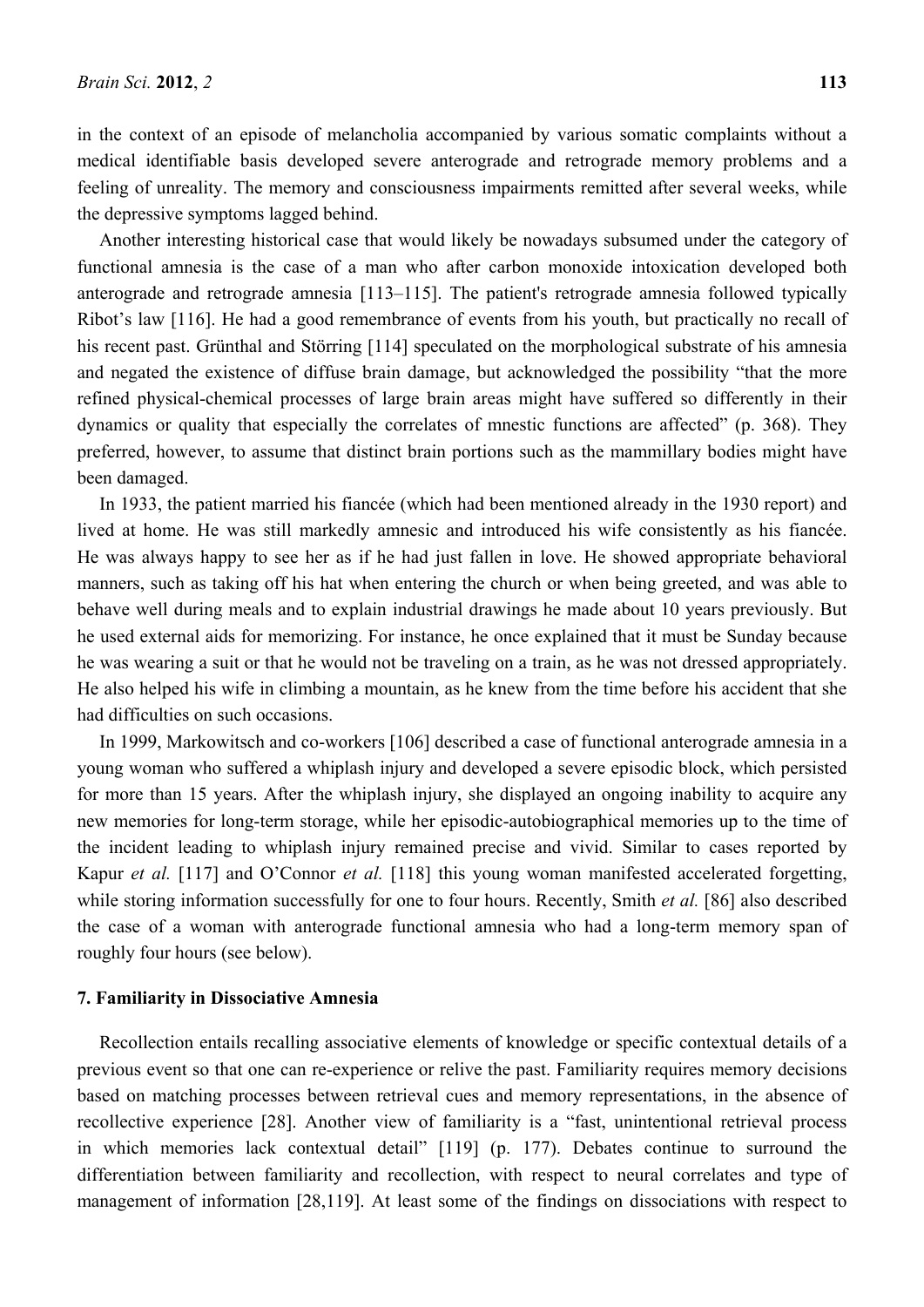in the context of an episode of melancholia accompanied by various somatic complaints without a medical identifiable basis developed severe anterograde and retrograde memory problems and a feeling of unreality. The memory and consciousness impairments remitted after several weeks, while the depressive symptoms lagged behind.

Another interesting historical case that would likely be nowadays subsumed under the category of functional amnesia is the case of a man who after carbon monoxide intoxication developed both anterograde and retrograde amnesia [113–115]. The patient's retrograde amnesia followed typically Ribot's law [116]. He had a good remembrance of events from his youth, but practically no recall of his recent past. Grünthal and Störring [114] speculated on the morphological substrate of his amnesia and negated the existence of diffuse brain damage, but acknowledged the possibility "that the more refined physical-chemical processes of large brain areas might have suffered so differently in their dynamics or quality that especially the correlates of mnestic functions are affected" (p. 368). They preferred, however, to assume that distinct brain portions such as the mammillary bodies might have been damaged.

In 1933, the patient married his fiancée (which had been mentioned already in the 1930 report) and lived at home. He was still markedly amnesic and introduced his wife consistently as his fiancée. He was always happy to see her as if he had just fallen in love. He showed appropriate behavioral manners, such as taking off his hat when entering the church or when being greeted, and was able to behave well during meals and to explain industrial drawings he made about 10 years previously. But he used external aids for memorizing. For instance, he once explained that it must be Sunday because he was wearing a suit or that he would not be traveling on a train, as he was not dressed appropriately. He also helped his wife in climbing a mountain, as he knew from the time before his accident that she had difficulties on such occasions.

In 1999, Markowitsch and co-workers [106] described a case of functional anterograde amnesia in a young woman who suffered a whiplash injury and developed a severe episodic block, which persisted for more than 15 years. After the whiplash injury, she displayed an ongoing inability to acquire any new memories for long-term storage, while her episodic-autobiographical memories up to the time of the incident leading to whiplash injury remained precise and vivid. Similar to cases reported by Kapur *et al.* [117] and O'Connor *et al.* [118] this young woman manifested accelerated forgetting, while storing information successfully for one to four hours. Recently, Smith *et al.* [86] also described the case of a woman with anterograde functional amnesia who had a long-term memory span of roughly four hours (see below).

## 7. Familiarity in Dissociative Amnesia

Recollection entails recalling associative elements of knowledge or specific contextual details of a previous event so that one can re-experience or relive the past. Familiarity requires memory decisions based on matching processes between retrieval cues and memory representations, in the absence of recollective experience [28]. Another view of familiarity is a "fast, unintentional retrieval process in which memories lack contextual detail" [119] (p. 177). Debates continue to surround the differentiation between familiarity and recollection, with respect to neural correlates and type of management of information [28,119]. At least some of the findings on dissociations with respect to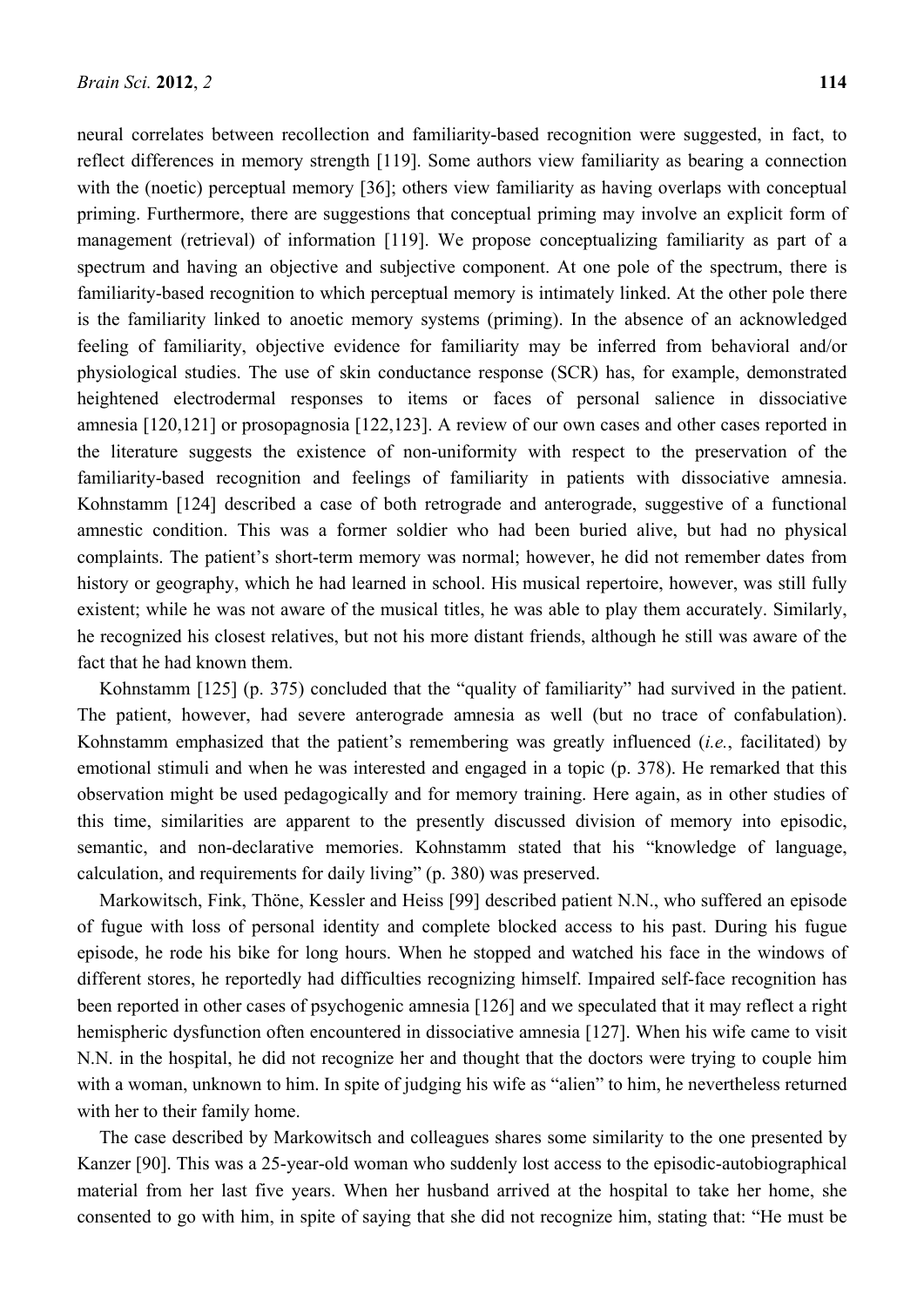neural correlates between recollection and familiarity-based recognition were suggested, in fact, to reflect differences in memory strength [119]. Some authors view familiarity as bearing a connection with the (noetic) perceptual memory [36]; others view familiarity as having overlaps with conceptual priming. Furthermore, there are suggestions that conceptual priming may involve an explicit form of management (retrieval) of information [119]. We propose conceptualizing familiarity as part of a spectrum and having an objective and subjective component. At one pole of the spectrum, there is familiarity-based recognition to which perceptual memory is intimately linked. At the other pole there is the familiarity linked to anoetic memory systems (priming). In the absence of an acknowledged feeling of familiarity, objective evidence for familiarity may be inferred from behavioral and/or physiological studies. The use of skin conductance response (SCR) has, for example, demonstrated heightened electrodermal responses to items or faces of personal salience in dissociative amnesia [120,121] or prosopagnosia [122,123]. A review of our own cases and other cases reported in the literature suggests the existence of non-uniformity with respect to the preservation of the familiarity-based recognition and feelings of familiarity in patients with dissociative amnesia. Kohnstamm [124] described a case of both retrograde and anterograde, suggestive of a functional amnestic condition. This was a former soldier who had been buried alive, but had no physical complaints. The patient's short-term memory was normal; however, he did not remember dates from history or geography, which he had learned in school. His musical repertoire, however, was still fully existent; while he was not aware of the musical titles, he was able to play them accurately. Similarly, he recognized his closest relatives, but not his more distant friends, although he still was aware of the fact that he had known them.

Kohnstamm [125] (p. 375) concluded that the "quality of familiarity" had survived in the patient. The patient, however, had severe anterograde amnesia as well (but no trace of confabulation). Kohnstamm emphasized that the patient's remembering was greatly influenced (*i.e.*, facilitated) by emotional stimuli and when he was interested and engaged in a topic (p. 378). He remarked that this observation might be used pedagogically and for memory training. Here again, as in other studies of this time, similarities are apparent to the presently discussed division of memory into episodic, semantic, and non-declarative memories. Kohnstamm stated that his "knowledge of language, calculation, and requirements for daily living" (p. 380) was preserved.

Markowitsch, Fink, Thöne, Kessler and Heiss [99] described patient N.N., who suffered an episode of fugue with loss of personal identity and complete blocked access to his past. During his fugue episode, he rode his bike for long hours. When he stopped and watched his face in the windows of different stores, he reportedly had difficulties recognizing himself. Impaired self-face recognition has been reported in other cases of psychogenic amnesia [126] and we speculated that it may reflect a right hemispheric dysfunction often encountered in dissociative amnesia [127]. When his wife came to visit N.N. in the hospital, he did not recognize her and thought that the doctors were trying to couple him with a woman, unknown to him. In spite of judging his wife as "alien" to him, he nevertheless returned with her to their family home.

The case described by Markowitsch and colleagues shares some similarity to the one presented by Kanzer [90]. This was a 25-year-old woman who suddenly lost access to the episodic-autobiographical material from her last five years. When her husband arrived at the hospital to take her home, she consented to go with him, in spite of saying that she did not recognize him, stating that: "He must be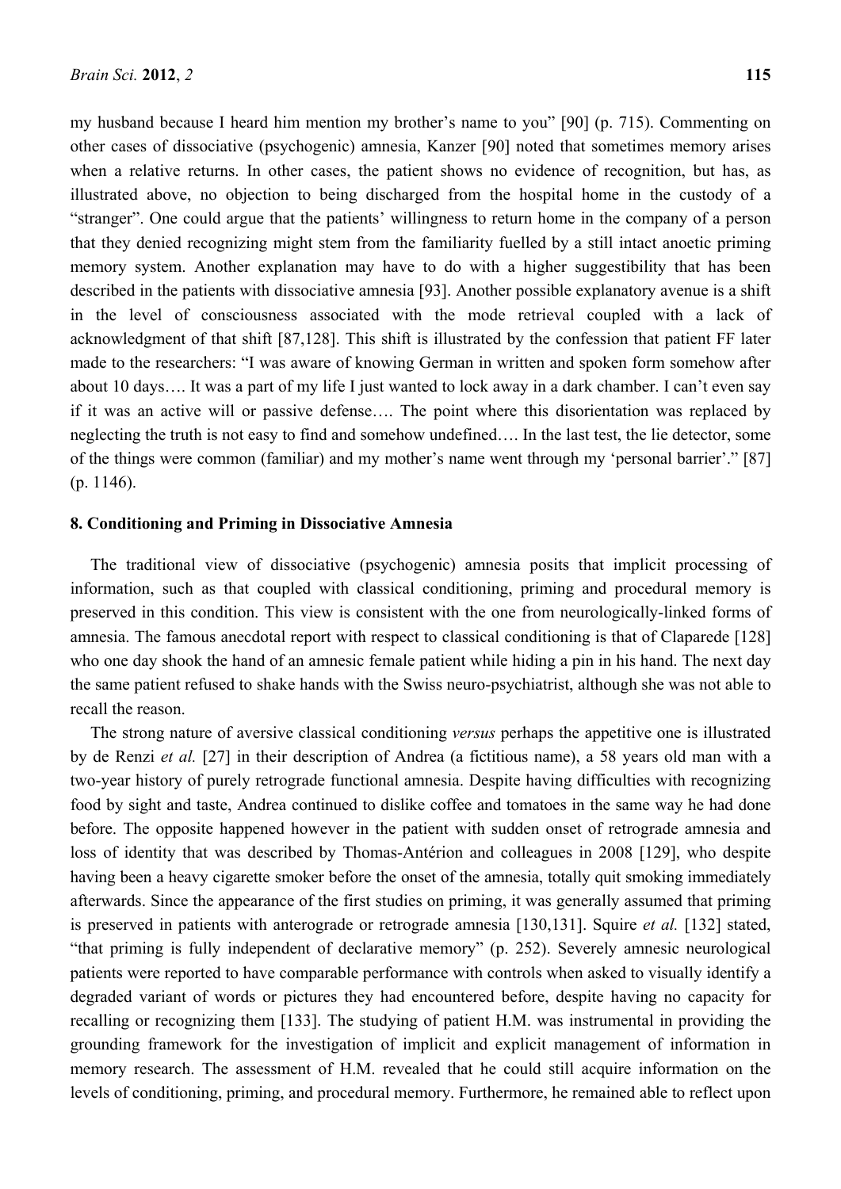my husband because I heard him mention my brother's name to you" [90] (p. 715). Commenting on other cases of dissociative (psychogenic) amnesia, Kanzer [90] noted that sometimes memory arises when a relative returns. In other cases, the patient shows no evidence of recognition, but has, as illustrated above, no objection to being discharged from the hospital home in the custody of a "stranger". One could argue that the patients' willingness to return home in the company of a person that they denied recognizing might stem from the familiarity fuelled by a still intact anoetic priming memory system. Another explanation may have to do with a higher suggestibility that has been described in the patients with dissociative amnesia [93]. Another possible explanatory avenue is a shift in the level of consciousness associated with the mode retrieval coupled with a lack of acknowledgment of that shift [87,128]. This shift is illustrated by the confession that patient FF later made to the researchers: "I was aware of knowing German in written and spoken form somehow after about 10 days…. It was a part of my life I just wanted to lock away in a dark chamber. I can't even say if it was an active will or passive defense…. The point where this disorientation was replaced by neglecting the truth is not easy to find and somehow undefined…. In the last test, the lie detector, some of the things were common (familiar) and my mother's name went through my 'personal barrier'." [87] (p. 1146).

## 8. Conditioning and Priming in Dissociative Amnesia

The traditional view of dissociative (psychogenic) amnesia posits that implicit processing of information, such as that coupled with classical conditioning, priming and procedural memory is preserved in this condition. This view is consistent with the one from neurologically-linked forms of amnesia. The famous anecdotal report with respect to classical conditioning is that of Claparede [128] who one day shook the hand of an amnesic female patient while hiding a pin in his hand. The next day the same patient refused to shake hands with the Swiss neuro-psychiatrist, although she was not able to recall the reason.

The strong nature of aversive classical conditioning *versus* perhaps the appetitive one is illustrated by de Renzi *et al.* [27] in their description of Andrea (a fictitious name), a 58 years old man with a two-year history of purely retrograde functional amnesia. Despite having difficulties with recognizing food by sight and taste, Andrea continued to dislike coffee and tomatoes in the same way he had done before. The opposite happened however in the patient with sudden onset of retrograde amnesia and loss of identity that was described by Thomas-Antérion and colleagues in 2008 [129], who despite having been a heavy cigarette smoker before the onset of the amnesia, totally quit smoking immediately afterwards. Since the appearance of the first studies on priming, it was generally assumed that priming is preserved in patients with anterograde or retrograde amnesia [130,131]. Squire *et al.* [132] stated, "that priming is fully independent of declarative memory" (p. 252). Severely amnesic neurological patients were reported to have comparable performance with controls when asked to visually identify a degraded variant of words or pictures they had encountered before, despite having no capacity for recalling or recognizing them [133]. The studying of patient H.M. was instrumental in providing the grounding framework for the investigation of implicit and explicit management of information in memory research. The assessment of H.M. revealed that he could still acquire information on the levels of conditioning, priming, and procedural memory. Furthermore, he remained able to reflect upon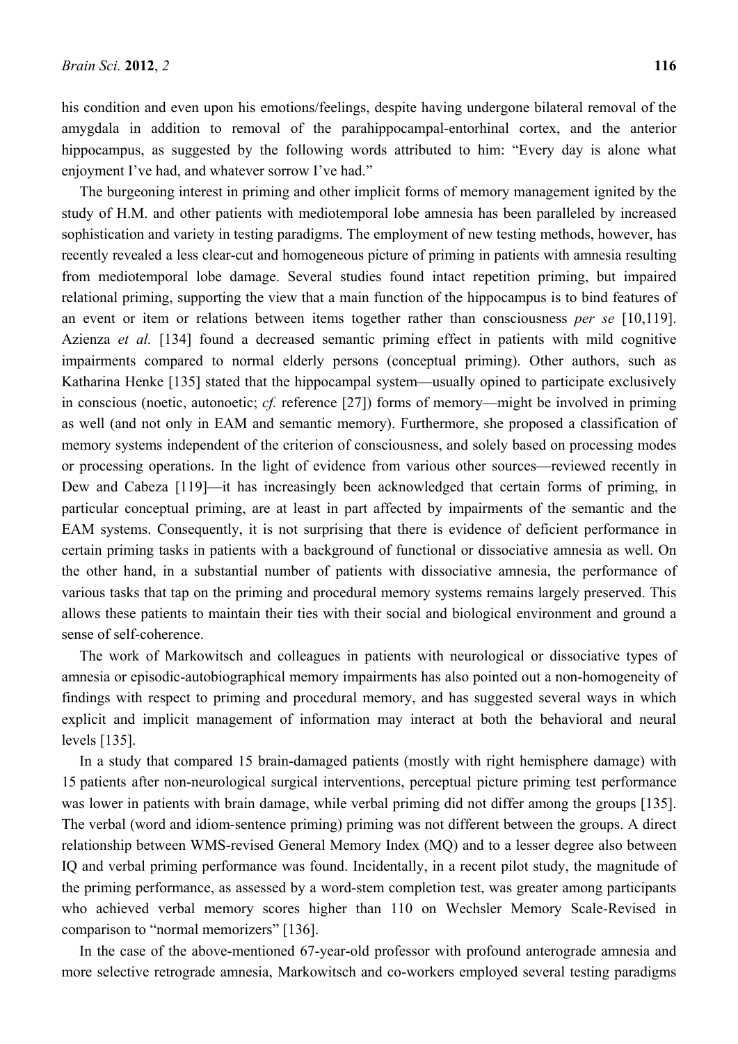his condition and even upon his emotions/feelings, despite having undergone bilateral removal of the amygdala in addition to removal of the parahippocampal-entorhinal cortex, and the anterior hippocampus, as suggested by the following words attributed to him: "Every day is alone what enjoyment I've had, and whatever sorrow I've had."

The burgeoning interest in priming and other implicit forms of memory management ignited by the study of H.M. and other patients with mediotemporal lobe amnesia has been paralleled by increased sophistication and variety in testing paradigms. The employment of new testing methods, however, has recently revealed a less clear-cut and homogeneous picture of priming in patients with amnesia resulting from mediotemporal lobe damage. Several studies found intact repetition priming, but impaired relational priming, supporting the view that a main function of the hippocampus is to bind features of an event or item or relations between items together rather than consciousness *per se* [10,119]. Azienza *et al.* [134] found a decreased semantic priming effect in patients with mild cognitive impairments compared to normal elderly persons (conceptual priming). Other authors, such as Katharina Henke [135] stated that the hippocampal system—usually opined to participate exclusively in conscious (noetic, autonoetic; *cf.* reference [27]) forms of memory—might be involved in priming as well (and not only in EAM and semantic memory). Furthermore, she proposed a classification of memory systems independent of the criterion of consciousness, and solely based on processing modes or processing operations. In the light of evidence from various other sources—reviewed recently in Dew and Cabeza [119]—it has increasingly been acknowledged that certain forms of priming, in particular conceptual priming, are at least in part affected by impairments of the semantic and the EAM systems. Consequently, it is not surprising that there is evidence of deficient performance in certain priming tasks in patients with a background of functional or dissociative amnesia as well. On the other hand, in a substantial number of patients with dissociative amnesia, the performance of various tasks that tap on the priming and procedural memory systems remains largely preserved. This allows these patients to maintain their ties with their social and biological environment and ground a sense of self-coherence.

The work of Markowitsch and colleagues in patients with neurological or dissociative types of amnesia or episodic-autobiographical memory impairments has also pointed out a non-homogeneity of findings with respect to priming and procedural memory, and has suggested several ways in which explicit and implicit management of information may interact at both the behavioral and neural levels [135].

In a study that compared 15 brain-damaged patients (mostly with right hemisphere damage) with 15 patients after non-neurological surgical interventions, perceptual picture priming test performance was lower in patients with brain damage, while verbal priming did not differ among the groups [135]. The verbal (word and idiom-sentence priming) priming was not different between the groups. A direct relationship between WMS-revised General Memory Index (MQ) and to a lesser degree also between IQ and verbal priming performance was found. Incidentally, in a recent pilot study, the magnitude of the priming performance, as assessed by a word-stem completion test, was greater among participants who achieved verbal memory scores higher than 110 on Wechsler Memory Scale-Revised in comparison to "normal memorizers" [136].

In the case of the above-mentioned 67-year-old professor with profound anterograde amnesia and more selective retrograde amnesia, Markowitsch and co-workers employed several testing paradigms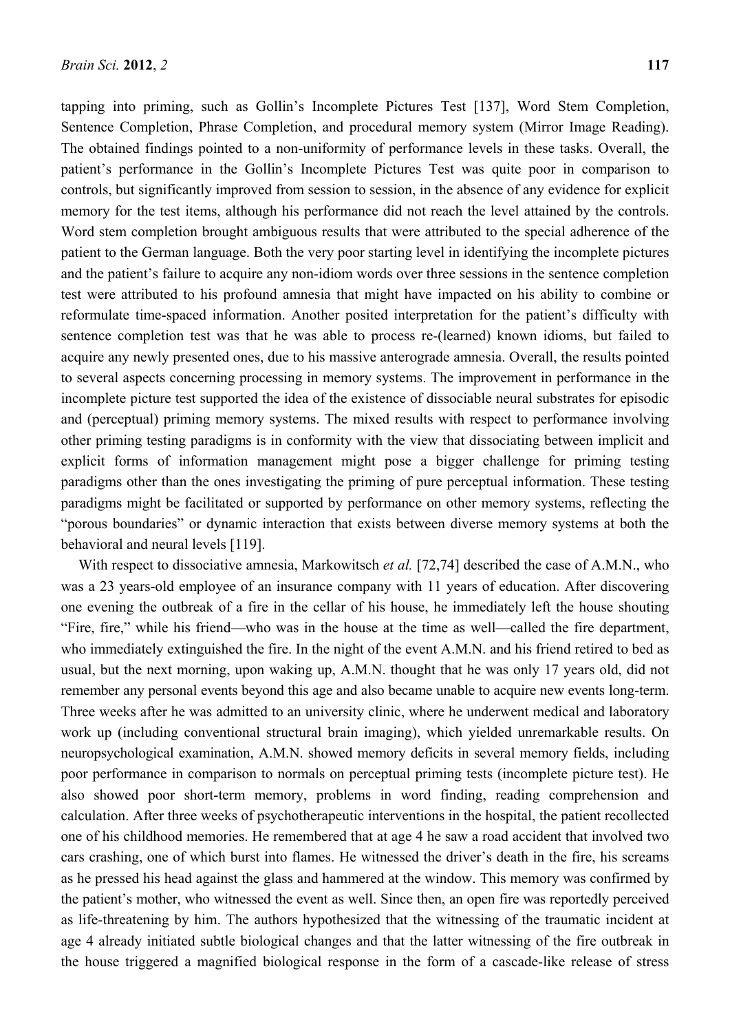tapping into priming, such as Gollin's Incomplete Pictures Test [137], Word Stem Completion, Sentence Completion, Phrase Completion, and procedural memory system (Mirror Image Reading). The obtained findings pointed to a non-uniformity of performance levels in these tasks. Overall, the patient's performance in the Gollin's Incomplete Pictures Test was quite poor in comparison to controls, but significantly improved from session to session, in the absence of any evidence for explicit memory for the test items, although his performance did not reach the level attained by the controls. Word stem completion brought ambiguous results that were attributed to the special adherence of the patient to the German language. Both the very poor starting level in identifying the incomplete pictures and the patient's failure to acquire any non-idiom words over three sessions in the sentence completion test were attributed to his profound amnesia that might have impacted on his ability to combine or reformulate time-spaced information. Another posited interpretation for the patient's difficulty with sentence completion test was that he was able to process re-(learned) known idioms, but failed to acquire any newly presented ones, due to his massive anterograde amnesia. Overall, the results pointed to several aspects concerning processing in memory systems. The improvement in performance in the incomplete picture test supported the idea of the existence of dissociable neural substrates for episodic and (perceptual) priming memory systems. The mixed results with respect to performance involving other priming testing paradigms is in conformity with the view that dissociating between implicit and explicit forms of information management might pose a bigger challenge for priming testing paradigms other than the ones investigating the priming of pure perceptual information. These testing paradigms might be facilitated or supported by performance on other memory systems, reflecting the "porous boundaries" or dynamic interaction that exists between diverse memory systems at both the behavioral and neural levels [119].

With respect to dissociative amnesia, Markowitsch *et al.* [72,74] described the case of A.M.N., who was a 23 years-old employee of an insurance company with 11 years of education. After discovering one evening the outbreak of a fire in the cellar of his house, he immediately left the house shouting "Fire, fire," while his friend—who was in the house at the time as well—called the fire department, who immediately extinguished the fire. In the night of the event A.M.N. and his friend retired to bed as usual, but the next morning, upon waking up, A.M.N. thought that he was only 17 years old, did not remember any personal events beyond this age and also became unable to acquire new events long-term. Three weeks after he was admitted to an university clinic, where he underwent medical and laboratory work up (including conventional structural brain imaging), which yielded unremarkable results. On neuropsychological examination, A.M.N. showed memory deficits in several memory fields, including poor performance in comparison to normals on perceptual priming tests (incomplete picture test). He also showed poor short-term memory, problems in word finding, reading comprehension and calculation. After three weeks of psychotherapeutic interventions in the hospital, the patient recollected one of his childhood memories. He remembered that at age 4 he saw a road accident that involved two cars crashing, one of which burst into flames. He witnessed the driver's death in the fire, his screams as he pressed his head against the glass and hammered at the window. This memory was confirmed by the patient's mother, who witnessed the event as well. Since then, an open fire was reportedly perceived as life-threatening by him. The authors hypothesized that the witnessing of the traumatic incident at age 4 already initiated subtle biological changes and that the latter witnessing of the fire outbreak in the house triggered a magnified biological response in the form of a cascade-like release of stress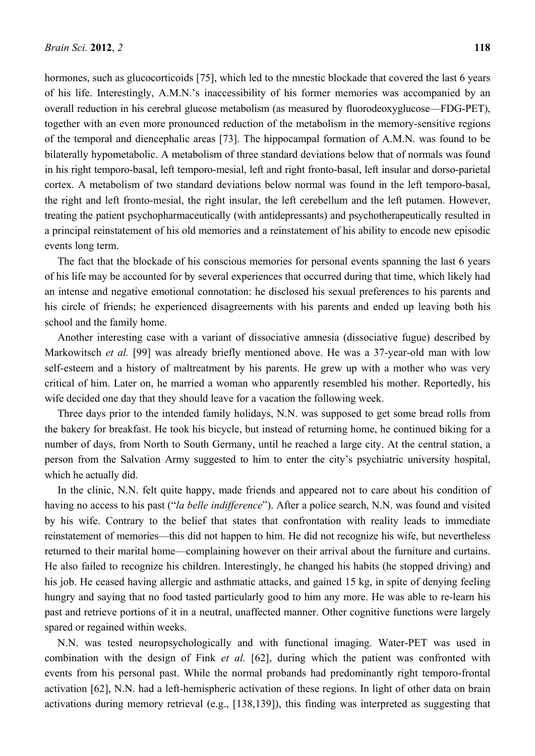hormones, such as glucocorticoids [75], which led to the mnestic blockade that covered the last 6 years of his life. Interestingly, A.M.N.'s inaccessibility of his former memories was accompanied by an overall reduction in his cerebral glucose metabolism (as measured by fluorodeoxyglucose—FDG-PET), together with an even more pronounced reduction of the metabolism in the memory-sensitive regions of the temporal and diencephalic areas [73]. The hippocampal formation of A.M.N. was found to be bilaterally hypometabolic. A metabolism of three standard deviations below that of normals was found in his right temporo-basal, left temporo-mesial, left and right fronto-basal, left insular and dorso-parietal cortex. A metabolism of two standard deviations below normal was found in the left temporo-basal, the right and left fronto-mesial, the right insular, the left cerebellum and the left putamen. However, treating the patient psychopharmaceutically (with antidepressants) and psychotherapeutically resulted in a principal reinstatement of his old memories and a reinstatement of his ability to encode new episodic events long term.

The fact that the blockade of his conscious memories for personal events spanning the last 6 years of his life may be accounted for by several experiences that occurred during that time, which likely had an intense and negative emotional connotation: he disclosed his sexual preferences to his parents and his circle of friends; he experienced disagreements with his parents and ended up leaving both his school and the family home.

Another interesting case with a variant of dissociative amnesia (dissociative fugue) described by Markowitsch *et al.* [99] was already briefly mentioned above. He was a 37-year-old man with low self-esteem and a history of maltreatment by his parents. He grew up with a mother who was very critical of him. Later on, he married a woman who apparently resembled his mother. Reportedly, his wife decided one day that they should leave for a vacation the following week.

Three days prior to the intended family holidays, N.N. was supposed to get some bread rolls from the bakery for breakfast. He took his bicycle, but instead of returning home, he continued biking for a number of days, from North to South Germany, until he reached a large city. At the central station, a person from the Salvation Army suggested to him to enter the city's psychiatric university hospital, which he actually did.

In the clinic, N.N. felt quite happy, made friends and appeared not to care about his condition of having no access to his past ("*la belle indifference*"). After a police search, N.N. was found and visited by his wife. Contrary to the belief that states that confrontation with reality leads to immediate reinstatement of memories—this did not happen to him. He did not recognize his wife, but nevertheless returned to their marital home—complaining however on their arrival about the furniture and curtains. He also failed to recognize his children. Interestingly, he changed his habits (he stopped driving) and his job. He ceased having allergic and asthmatic attacks, and gained 15 kg, in spite of denying feeling hungry and saying that no food tasted particularly good to him any more. He was able to re-learn his past and retrieve portions of it in a neutral, unaffected manner. Other cognitive functions were largely spared or regained within weeks.

N.N. was tested neuropsychologically and with functional imaging. Water-PET was used in combination with the design of Fink *et al.* [62], during which the patient was confronted with events from his personal past. While the normal probands had predominantly right temporo-frontal activation [62], N.N. had a left-hemispheric activation of these regions. In light of other data on brain activations during memory retrieval (e.g., [138,139]), this finding was interpreted as suggesting that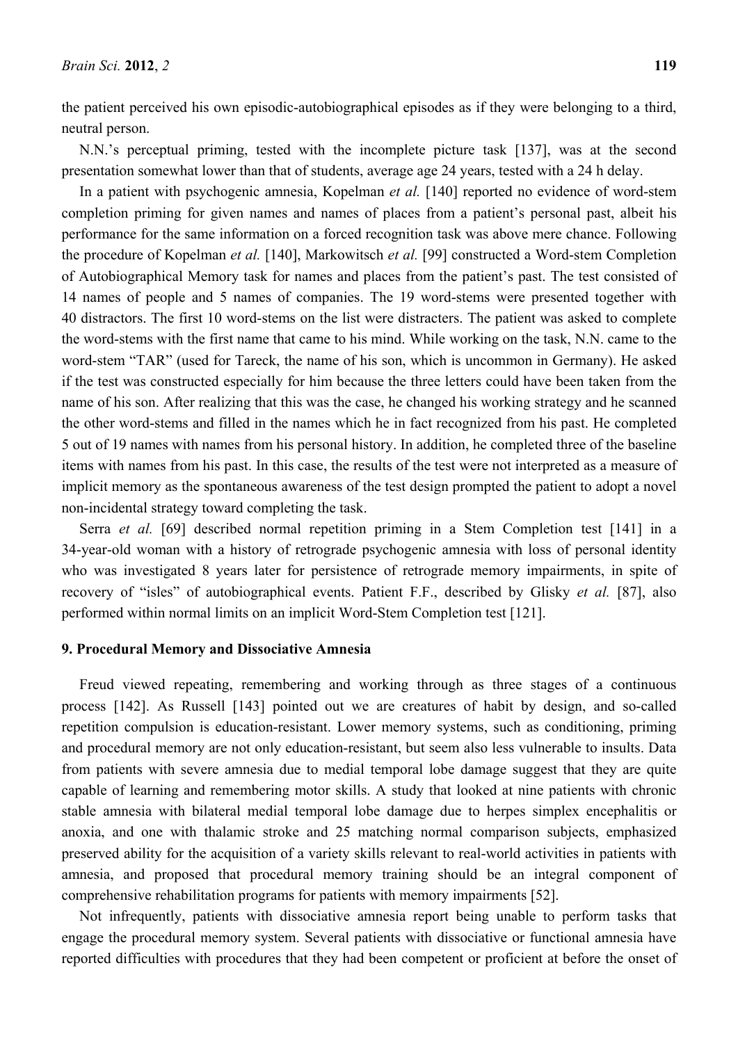the patient perceived his own episodic-autobiographical episodes as if they were belonging to a third, neutral person.

N.N.'s perceptual priming, tested with the incomplete picture task [137], was at the second presentation somewhat lower than that of students, average age 24 years, tested with a 24 h delay.

In a patient with psychogenic amnesia, Kopelman *et al.* [140] reported no evidence of word-stem completion priming for given names and names of places from a patient's personal past, albeit his performance for the same information on a forced recognition task was above mere chance. Following the procedure of Kopelman *et al.* [140], Markowitsch *et al.* [99] constructed a Word-stem Completion of Autobiographical Memory task for names and places from the patient's past. The test consisted of 14 names of people and 5 names of companies. The 19 word-stems were presented together with 40 distractors. The first 10 word-stems on the list were distracters. The patient was asked to complete the word-stems with the first name that came to his mind. While working on the task, N.N. came to the word-stem "TAR" (used for Tareck, the name of his son, which is uncommon in Germany). He asked if the test was constructed especially for him because the three letters could have been taken from the name of his son. After realizing that this was the case, he changed his working strategy and he scanned the other word-stems and filled in the names which he in fact recognized from his past. He completed 5 out of 19 names with names from his personal history. In addition, he completed three of the baseline items with names from his past. In this case, the results of the test were not interpreted as a measure of implicit memory as the spontaneous awareness of the test design prompted the patient to adopt a novel non-incidental strategy toward completing the task.

Serra *et al.* [69] described normal repetition priming in a Stem Completion test [141] in a 34-year-old woman with a history of retrograde psychogenic amnesia with loss of personal identity who was investigated 8 years later for persistence of retrograde memory impairments, in spite of recovery of "isles" of autobiographical events. Patient F.F., described by Glisky *et al.* [87], also performed within normal limits on an implicit Word-Stem Completion test [121].

## 9. Procedural Memory and Dissociative Amnesia

Freud viewed repeating, remembering and working through as three stages of a continuous process [142]. As Russell [143] pointed out we are creatures of habit by design, and so-called repetition compulsion is education-resistant. Lower memory systems, such as conditioning, priming and procedural memory are not only education-resistant, but seem also less vulnerable to insults. Data from patients with severe amnesia due to medial temporal lobe damage suggest that they are quite capable of learning and remembering motor skills. A study that looked at nine patients with chronic stable amnesia with bilateral medial temporal lobe damage due to herpes simplex encephalitis or anoxia, and one with thalamic stroke and 25 matching normal comparison subjects, emphasized preserved ability for the acquisition of a variety skills relevant to real-world activities in patients with amnesia, and proposed that procedural memory training should be an integral component of comprehensive rehabilitation programs for patients with memory impairments [52].

Not infrequently, patients with dissociative amnesia report being unable to perform tasks that engage the procedural memory system. Several patients with dissociative or functional amnesia have reported difficulties with procedures that they had been competent or proficient at before the onset of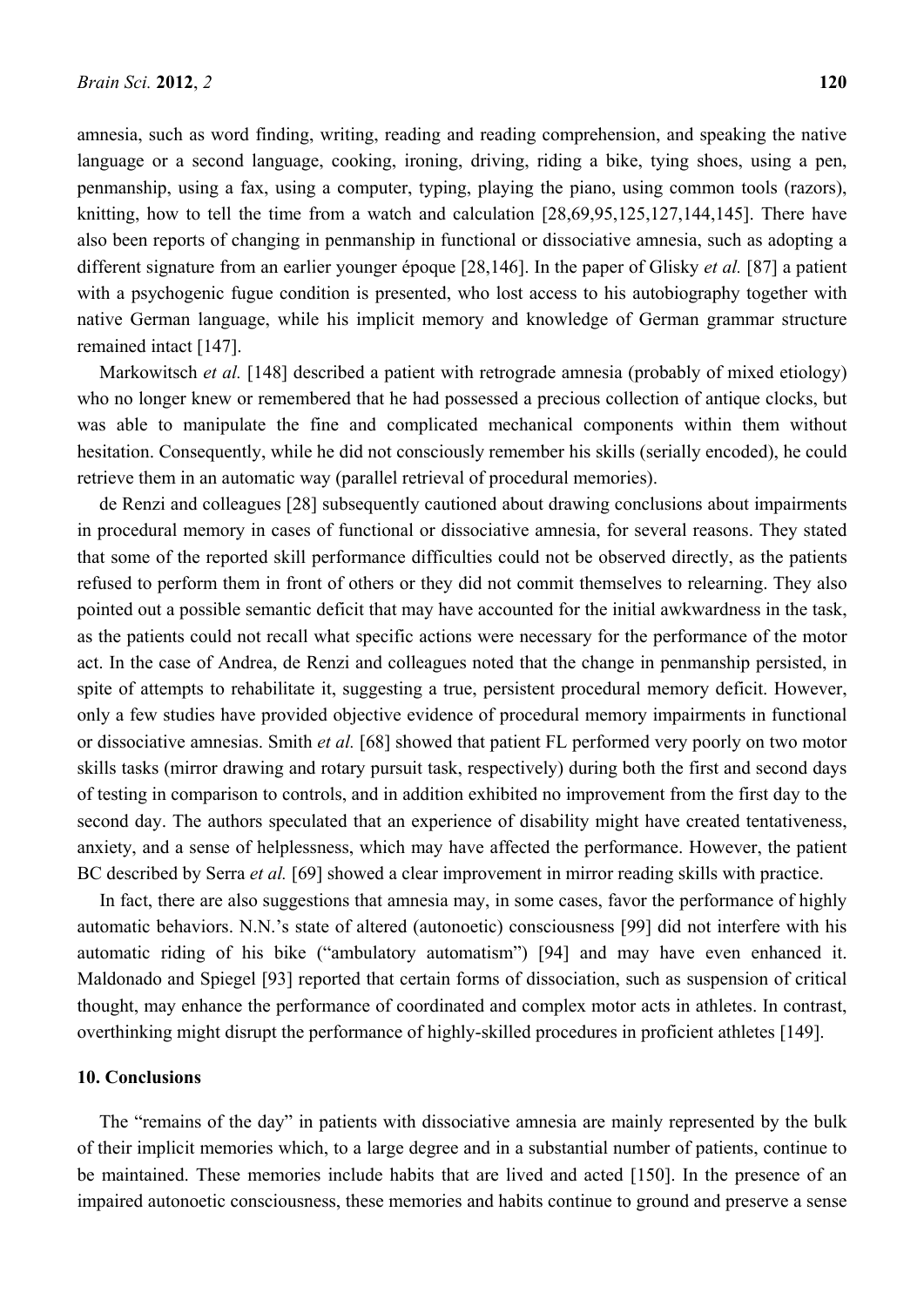amnesia, such as word finding, writing, reading and reading comprehension, and speaking the native language or a second language, cooking, ironing, driving, riding a bike, tying shoes, using a pen, penmanship, using a fax, using a computer, typing, playing the piano, using common tools (razors), knitting, how to tell the time from a watch and calculation [28,69,95,125,127,144,145]. There have also been reports of changing in penmanship in functional or dissociative amnesia, such as adopting a different signature from an earlier younger époque [28,146]. In the paper of Glisky *et al.* [87] a patient with a psychogenic fugue condition is presented, who lost access to his autobiography together with native German language, while his implicit memory and knowledge of German grammar structure remained intact [147].

Markowitsch *et al.* [148] described a patient with retrograde amnesia (probably of mixed etiology) who no longer knew or remembered that he had possessed a precious collection of antique clocks, but was able to manipulate the fine and complicated mechanical components within them without hesitation. Consequently, while he did not consciously remember his skills (serially encoded), he could retrieve them in an automatic way (parallel retrieval of procedural memories).

de Renzi and colleagues [28] subsequently cautioned about drawing conclusions about impairments in procedural memory in cases of functional or dissociative amnesia, for several reasons. They stated that some of the reported skill performance difficulties could not be observed directly, as the patients refused to perform them in front of others or they did not commit themselves to relearning. They also pointed out a possible semantic deficit that may have accounted for the initial awkwardness in the task, as the patients could not recall what specific actions were necessary for the performance of the motor act. In the case of Andrea, de Renzi and colleagues noted that the change in penmanship persisted, in spite of attempts to rehabilitate it, suggesting a true, persistent procedural memory deficit. However, only a few studies have provided objective evidence of procedural memory impairments in functional or dissociative amnesias. Smith *et al.* [68] showed that patient FL performed very poorly on two motor skills tasks (mirror drawing and rotary pursuit task, respectively) during both the first and second days of testing in comparison to controls, and in addition exhibited no improvement from the first day to the second day. The authors speculated that an experience of disability might have created tentativeness, anxiety, and a sense of helplessness, which may have affected the performance. However, the patient BC described by Serra *et al.* [69] showed a clear improvement in mirror reading skills with practice.

In fact, there are also suggestions that amnesia may, in some cases, favor the performance of highly automatic behaviors. N.N.'s state of altered (autonoetic) consciousness [99] did not interfere with his automatic riding of his bike ("ambulatory automatism") [94] and may have even enhanced it. Maldonado and Spiegel [93] reported that certain forms of dissociation, such as suspension of critical thought, may enhance the performance of coordinated and complex motor acts in athletes. In contrast, overthinking might disrupt the performance of highly-skilled procedures in proficient athletes [149].

## 10. Conclusions

The "remains of the day" in patients with dissociative amnesia are mainly represented by the bulk of their implicit memories which, to a large degree and in a substantial number of patients, continue to be maintained. These memories include habits that are lived and acted [150]. In the presence of an impaired autonoetic consciousness, these memories and habits continue to ground and preserve a sense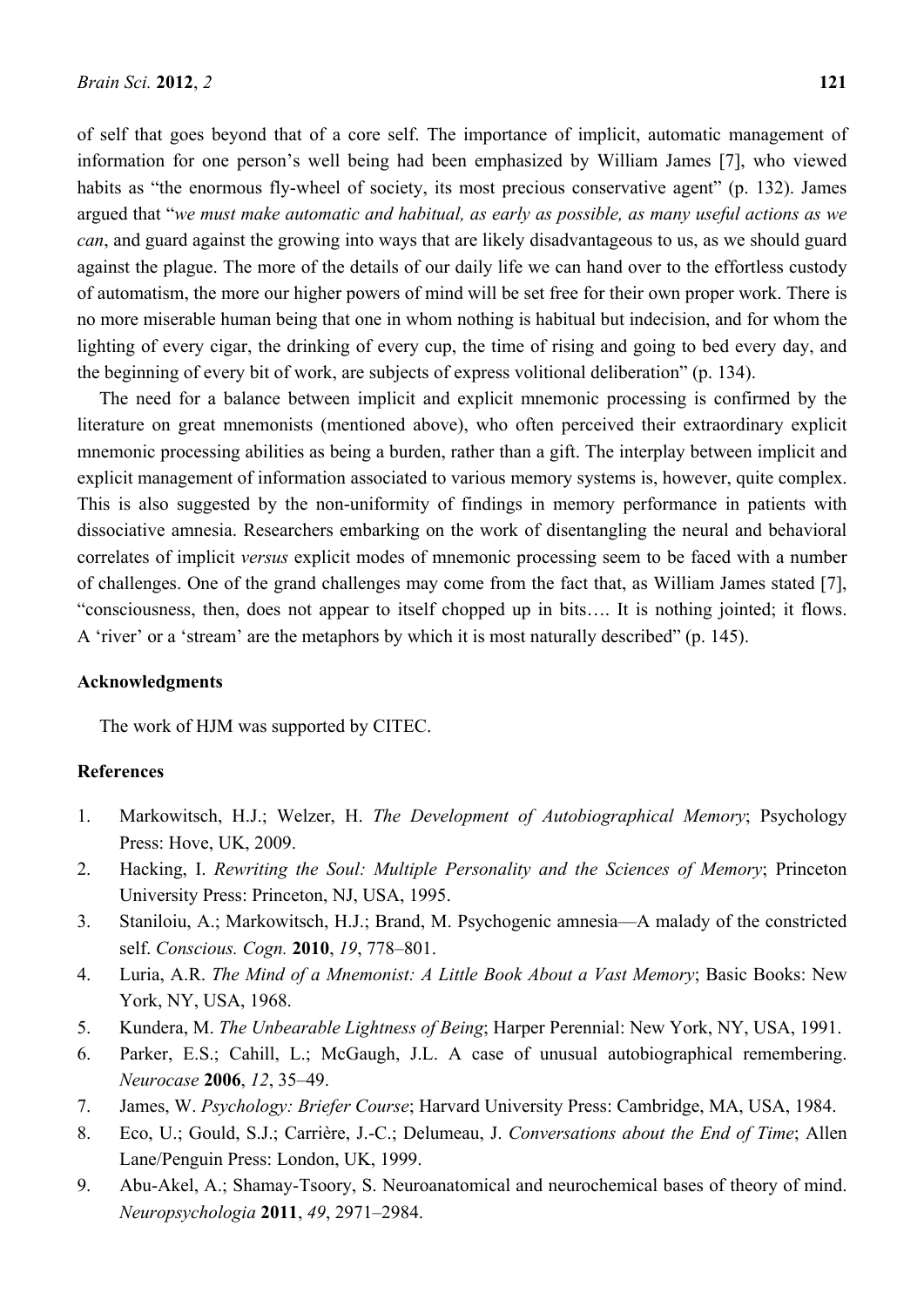of self that goes beyond that of a core self. The importance of implicit, automatic management of information for one person's well being had been emphasized by William James [7], who viewed habits as "the enormous fly-wheel of society, its most precious conservative agent" (p. 132). James argued that "*we must make automatic and habitual, as early as possible, as many useful actions as we can*, and guard against the growing into ways that are likely disadvantageous to us, as we should guard against the plague. The more of the details of our daily life we can hand over to the effortless custody of automatism, the more our higher powers of mind will be set free for their own proper work. There is no more miserable human being that one in whom nothing is habitual but indecision, and for whom the lighting of every cigar, the drinking of every cup, the time of rising and going to bed every day, and the beginning of every bit of work, are subjects of express volitional deliberation" (p. 134).

The need for a balance between implicit and explicit mnemonic processing is confirmed by the literature on great mnemonists (mentioned above), who often perceived their extraordinary explicit mnemonic processing abilities as being a burden, rather than a gift. The interplay between implicit and explicit management of information associated to various memory systems is, however, quite complex. This is also suggested by the non-uniformity of findings in memory performance in patients with dissociative amnesia. Researchers embarking on the work of disentangling the neural and behavioral correlates of implicit *versus* explicit modes of mnemonic processing seem to be faced with a number of challenges. One of the grand challenges may come from the fact that, as William James stated [7], "consciousness, then, does not appear to itself chopped up in bits…. It is nothing jointed; it flows. A 'river' or a 'stream' are the metaphors by which it is most naturally described" (p. 145).

## Acknowledgments

The work of HJM was supported by CITEC.

## References

1. Markowitsch, H.J.; Welzer, H. *The Development of Autobiographical Memory*; Psychology Press: Hove, UK, 2009.
2. Hacking, I. *Rewriting the Soul: Multiple Personality and the Sciences of Memory*; Princeton University Press: Princeton, NJ, USA, 1995.
3. Staniloiu, A.; Markowitsch, H.J.; Brand, M. Psychogenic amnesia—A malady of the constricted self. *Conscious. Cogn.* **2010**, *19*, 778–801.
4. Luria, A.R. *The Mind of a Mnemonist: A Little Book About a Vast Memory*; Basic Books: New York, NY, USA, 1968.
5. Kundera, M. *The Unbearable Lightness of Being*; Harper Perennial: New York, NY, USA, 1991.
6. Parker, E.S.; Cahill, L.; McGaugh, J.L. A case of unusual autobiographical remembering. *Neurocase* **2006**, *12*, 35–49.
7. James, W. *Psychology: Briefer Course*; Harvard University Press: Cambridge, MA, USA, 1984.
8. Eco, U.; Gould, S.J.; Carrière, J.-C.; Delumeau, J. *Conversations about the End of Time*; Allen Lane/Penguin Press: London, UK, 1999.
9. Abu-Akel, A.; Shamay-Tsoory, S. Neuroanatomical and neurochemical bases of theory of mind. *Neuropsychologia* **2011**, *49*, 2971–2984.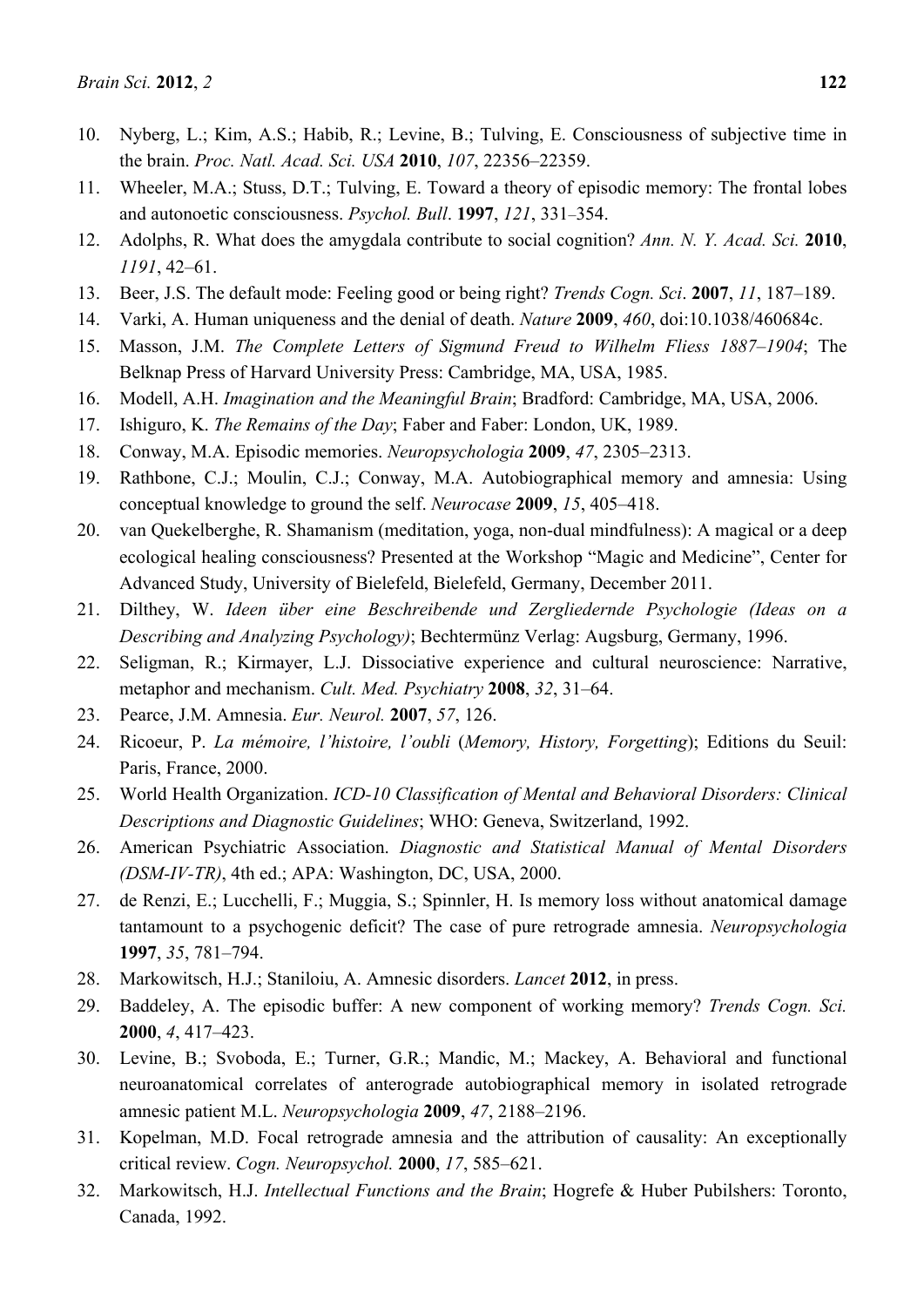10. Nyberg, L.; Kim, A.S.; Habib, R.; Levine, B.; Tulving, E. Consciousness of subjective time in the brain. *Proc. Natl. Acad. Sci. USA* **2010**, *107*, 22356–22359.
11. Wheeler, M.A.; Stuss, D.T.; Tulving, E. Toward a theory of episodic memory: The frontal lobes and autonoetic consciousness. *Psychol. Bull*. **1997**, *121*, 331–354.
12. Adolphs, R. What does the amygdala contribute to social cognition? *Ann. N. Y. Acad. Sci.* **2010**, *1191*, 42–61.
13. Beer, J.S. The default mode: Feeling good or being right? *Trends Cogn. Sci*. **2007**, *11*, 187–189.
14. Varki, A. Human uniqueness and the denial of death. *Nature* **2009**, *460*, doi:10.1038/460684c.
15. Masson, J.M. *The Complete Letters of Sigmund Freud to Wilhelm Fliess 1887–1904*; The Belknap Press of Harvard University Press: Cambridge, MA, USA, 1985.
16. Modell, A.H. *Imagination and the Meaningful Brain*; Bradford: Cambridge, MA, USA, 2006.
17. Ishiguro, K. *The Remains of the Day*; Faber and Faber: London, UK, 1989.
18. Conway, M.A. Episodic memories. *Neuropsychologia* **2009**, *47*, 2305–2313.
19. Rathbone, C.J.; Moulin, C.J.; Conway, M.A. Autobiographical memory and amnesia: Using conceptual knowledge to ground the self. *Neurocase* **2009**, *15*, 405–418.
20. van Quekelberghe, R. Shamanism (meditation, yoga, non-dual mindfulness): A magical or a deep ecological healing consciousness? Presented at the Workshop "Magic and Medicine", Center for Advanced Study, University of Bielefeld, Bielefeld, Germany, December 2011.
21. Dilthey, W. *Ideen über eine Beschreibende und Zergliedernde Psychologie (Ideas on a Describing and Analyzing Psychology)*; Bechtermünz Verlag: Augsburg, Germany, 1996.
22. Seligman, R.; Kirmayer, L.J. Dissociative experience and cultural neuroscience: Narrative, metaphor and mechanism. *Cult. Med. Psychiatry* **2008**, *32*, 31–64.
23. Pearce, J.M. Amnesia. *Eur. Neurol.* **2007**, *57*, 126.
24. Ricoeur, P. *La mémoire, l'histoire, l'oubli* (*Memory, History, Forgetting*); Editions du Seuil: Paris, France, 2000.
25. World Health Organization. *ICD-10 Classification of Mental and Behavioral Disorders: Clinical Descriptions and Diagnostic Guidelines*; WHO: Geneva, Switzerland, 1992.
26. American Psychiatric Association. *Diagnostic and Statistical Manual of Mental Disorders (DSM-IV-TR)*, 4th ed.; APA: Washington, DC, USA, 2000.
27. de Renzi, E.; Lucchelli, F.; Muggia, S.; Spinnler, H. Is memory loss without anatomical damage tantamount to a psychogenic deficit? The case of pure retrograde amnesia. *Neuropsychologia* **1997**, *35*, 781–794.
28. Markowitsch, H.J.; Staniloiu, A. Amnesic disorders. *Lancet* **2012**, in press.
29. Baddeley, A. The episodic buffer: A new component of working memory? *Trends Cogn. Sci.* **2000**, *4*, 417–423.
30. Levine, B.; Svoboda, E.; Turner, G.R.; Mandic, M.; Mackey, A. Behavioral and functional neuroanatomical correlates of anterograde autobiographical memory in isolated retrograde amnesic patient M.L. *Neuropsychologia* **2009**, *47*, 2188–2196.
31. Kopelman, M.D. Focal retrograde amnesia and the attribution of causality: An exceptionally critical review. *Cogn. Neuropsychol.* **2000**, *17*, 585–621.
32. Markowitsch, H.J. *Intellectual Functions and the Brain*; Hogrefe & Huber Pubilshers: Toronto, Canada, 1992.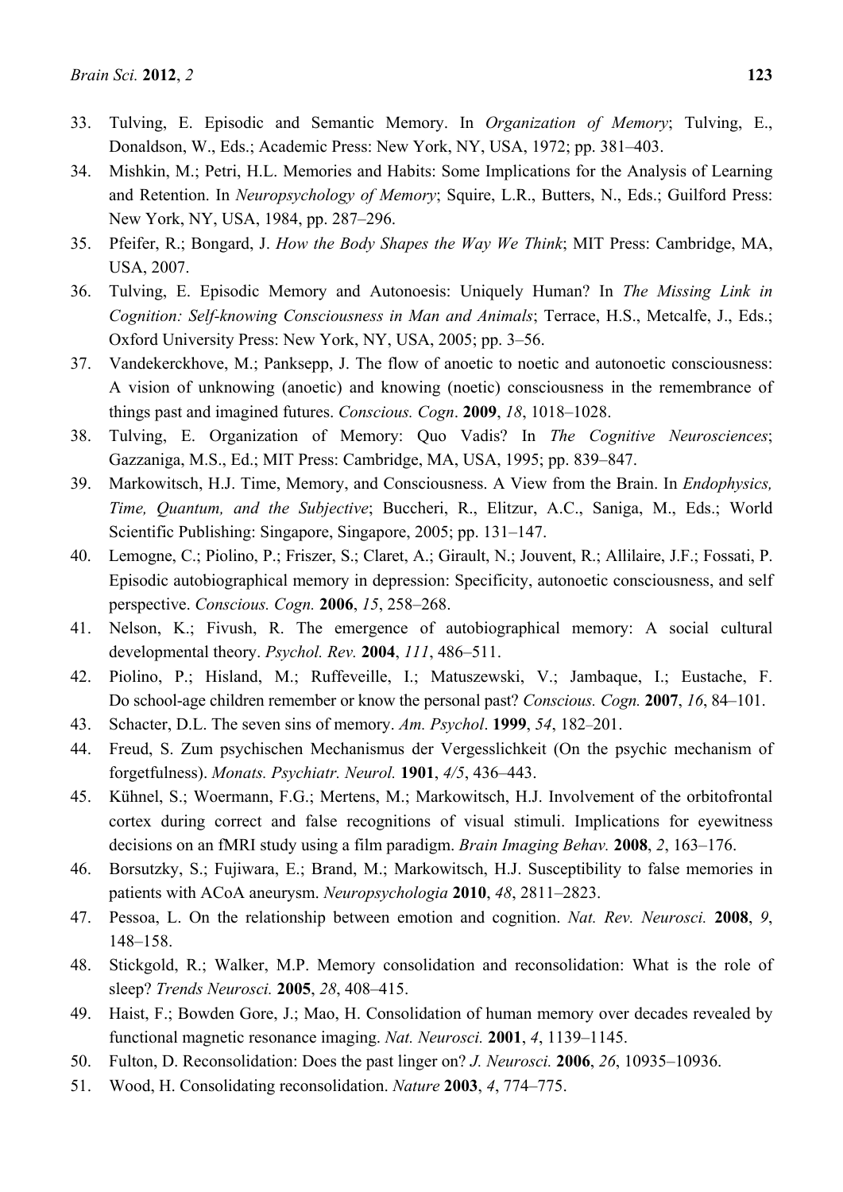33. Tulving, E. Episodic and Semantic Memory. In *Organization of Memory*; Tulving, E., Donaldson, W., Eds.; Academic Press: New York, NY, USA, 1972; pp. 381–403.
34. Mishkin, M.; Petri, H.L. Memories and Habits: Some Implications for the Analysis of Learning and Retention. In *Neuropsychology of Memory*; Squire, L.R., Butters, N., Eds.; Guilford Press: New York, NY, USA, 1984, pp. 287–296.
35. Pfeifer, R.; Bongard, J. *How the Body Shapes the Way We Think*; MIT Press: Cambridge, MA, USA, 2007.
36. Tulving, E. Episodic Memory and Autonoesis: Uniquely Human? In *The Missing Link in Cognition: Self-knowing Consciousness in Man and Animals*; Terrace, H.S., Metcalfe, J., Eds.; Oxford University Press: New York, NY, USA, 2005; pp. 3–56.
37. Vandekerckhove, M.; Panksepp, J. The flow of anoetic to noetic and autonoetic consciousness: A vision of unknowing (anoetic) and knowing (noetic) consciousness in the remembrance of things past and imagined futures. *Conscious. Cogn*. **2009**, *18*, 1018–1028.
38. Tulving, E. Organization of Memory: Quo Vadis? In *The Cognitive Neurosciences*; Gazzaniga, M.S., Ed.; MIT Press: Cambridge, MA, USA, 1995; pp. 839–847.
39. Markowitsch, H.J. Time, Memory, and Consciousness. A View from the Brain. In *Endophysics, Time, Quantum, and the Subjective*; Buccheri, R., Elitzur, A.C., Saniga, M., Eds.; World Scientific Publishing: Singapore, Singapore, 2005; pp. 131–147.
40. Lemogne, C.; Piolino, P.; Friszer, S.; Claret, A.; Girault, N.; Jouvent, R.; Allilaire, J.F.; Fossati, P. Episodic autobiographical memory in depression: Specificity, autonoetic consciousness, and self perspective. *Conscious. Cogn.* **2006**, *15*, 258–268.
41. Nelson, K.; Fivush, R. The emergence of autobiographical memory: A social cultural developmental theory. *Psychol. Rev.* **2004**, *111*, 486–511.
42. Piolino, P.; Hisland, M.; Ruffeveille, I.; Matuszewski, V.; Jambaque, I.; Eustache, F. Do school-age children remember or know the personal past? *Conscious. Cogn.* **2007**, *16*, 84–101.
43. Schacter, D.L. The seven sins of memory. *Am. Psychol*. **1999**, *54*, 182–201.
44. Freud, S. Zum psychischen Mechanismus der Vergesslichkeit (On the psychic mechanism of forgetfulness). *Monats. Psychiatr. Neurol.* **1901**, *4/5*, 436–443.
45. Kühnel, S.; Woermann, F.G.; Mertens, M.; Markowitsch, H.J. Involvement of the orbitofrontal cortex during correct and false recognitions of visual stimuli. Implications for eyewitness decisions on an fMRI study using a film paradigm. *Brain Imaging Behav.* **2008**, *2*, 163–176.
46. Borsutzky, S.; Fujiwara, E.; Brand, M.; Markowitsch, H.J. Susceptibility to false memories in patients with ACoA aneurysm. *Neuropsychologia* **2010**, *48*, 2811–2823.
47. Pessoa, L. On the relationship between emotion and cognition. *Nat. Rev. Neurosci.* **2008**, *9*, 148–158.
48. Stickgold, R.; Walker, M.P. Memory consolidation and reconsolidation: What is the role of sleep? *Trends Neurosci.* **2005**, *28*, 408–415.
49. Haist, F.; Bowden Gore, J.; Mao, H. Consolidation of human memory over decades revealed by functional magnetic resonance imaging. *Nat. Neurosci.* **2001**, *4*, 1139–1145.
50. Fulton, D. Reconsolidation: Does the past linger on? *J. Neurosci.* **2006**, *26*, 10935–10936.
51. Wood, H. Consolidating reconsolidation. *Nature* **2003**, *4*, 774–775.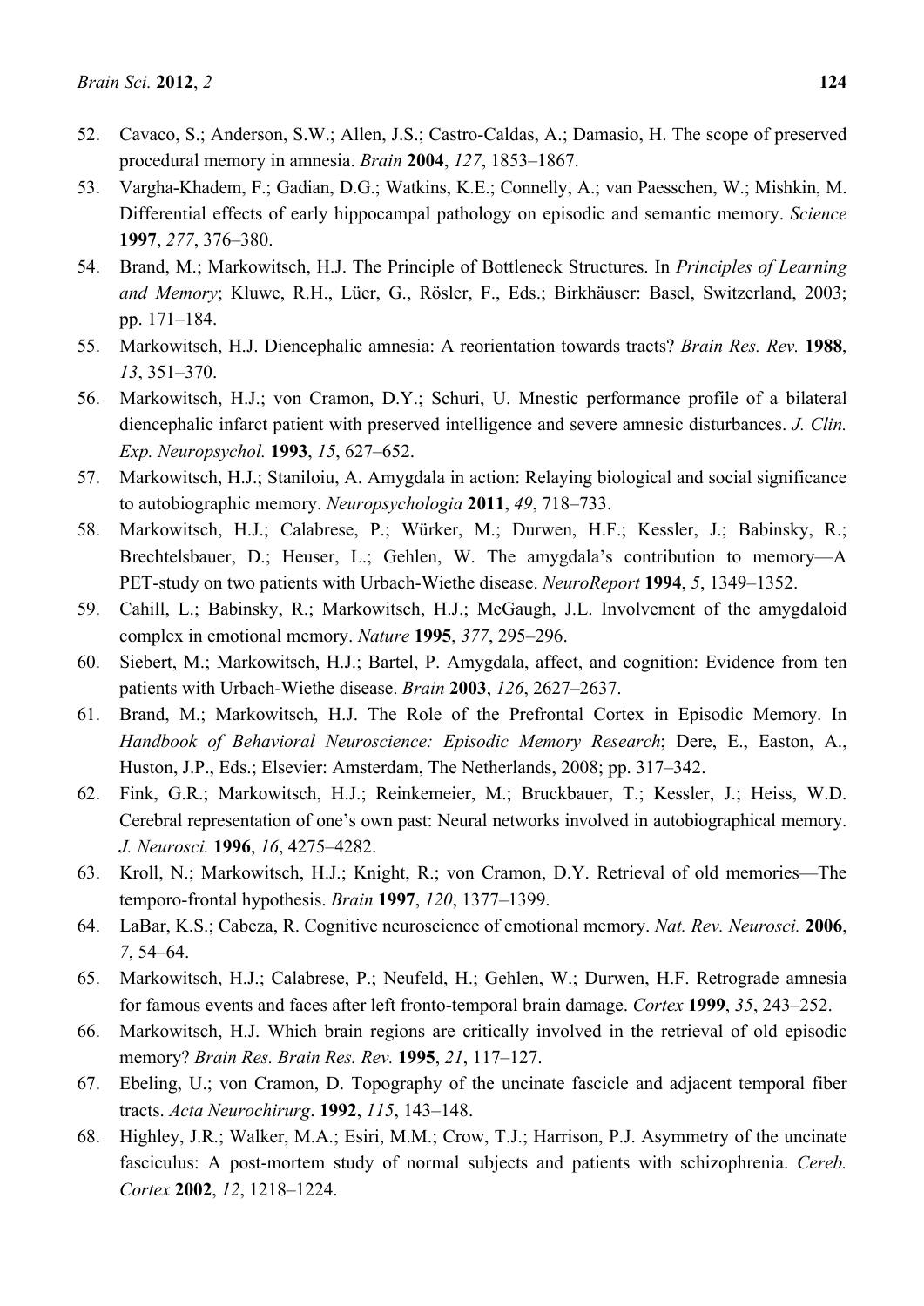52. Cavaco, S.; Anderson, S.W.; Allen, J.S.; Castro-Caldas, A.; Damasio, H. The scope of preserved procedural memory in amnesia. *Brain* **2004**, *127*, 1853–1867.
53. Vargha-Khadem, F.; Gadian, D.G.; Watkins, K.E.; Connelly, A.; van Paesschen, W.; Mishkin, M. Differential effects of early hippocampal pathology on episodic and semantic memory. *Science* **1997**, *277*, 376–380.
54. Brand, M.; Markowitsch, H.J. The Principle of Bottleneck Structures. In *Principles of Learning and Memory*; Kluwe, R.H., Lüer, G., Rösler, F., Eds.; Birkhäuser: Basel, Switzerland, 2003; pp. 171–184.
55. Markowitsch, H.J. Diencephalic amnesia: A reorientation towards tracts? *Brain Res. Rev.* **1988**, *13*, 351–370.
56. Markowitsch, H.J.; von Cramon, D.Y.; Schuri, U. Mnestic performance profile of a bilateral diencephalic infarct patient with preserved intelligence and severe amnesic disturbances. *J. Clin. Exp. Neuropsychol.* **1993**, *15*, 627–652.
57. Markowitsch, H.J.; Staniloiu, A. Amygdala in action: Relaying biological and social significance to autobiographic memory. *Neuropsychologia* **2011**, *49*, 718–733.
58. Markowitsch, H.J.; Calabrese, P.; Würker, M.; Durwen, H.F.; Kessler, J.; Babinsky, R.; Brechtelsbauer, D.; Heuser, L.; Gehlen, W. The amygdala's contribution to memory—A PET-study on two patients with Urbach-Wiethe disease. *NeuroReport* **1994**, *5*, 1349–1352.
59. Cahill, L.; Babinsky, R.; Markowitsch, H.J.; McGaugh, J.L. Involvement of the amygdaloid complex in emotional memory. *Nature* **1995**, *377*, 295–296.
60. Siebert, M.; Markowitsch, H.J.; Bartel, P. Amygdala, affect, and cognition: Evidence from ten patients with Urbach-Wiethe disease. *Brain* **2003**, *126*, 2627–2637.
61. Brand, M.; Markowitsch, H.J. The Role of the Prefrontal Cortex in Episodic Memory. In *Handbook of Behavioral Neuroscience: Episodic Memory Research*; Dere, E., Easton, A., Huston, J.P., Eds.; Elsevier: Amsterdam, The Netherlands, 2008; pp. 317–342.
62. Fink, G.R.; Markowitsch, H.J.; Reinkemeier, M.; Bruckbauer, T.; Kessler, J.; Heiss, W.D. Cerebral representation of one's own past: Neural networks involved in autobiographical memory. *J. Neurosci.* **1996**, *16*, 4275–4282.
63. Kroll, N.; Markowitsch, H.J.; Knight, R.; von Cramon, D.Y. Retrieval of old memories—The temporo-frontal hypothesis. *Brain* **1997**, *120*, 1377–1399.
64. LaBar, K.S.; Cabeza, R. Cognitive neuroscience of emotional memory. *Nat. Rev. Neurosci.* **2006**, *7*, 54–64.
65. Markowitsch, H.J.; Calabrese, P.; Neufeld, H.; Gehlen, W.; Durwen, H.F. Retrograde amnesia for famous events and faces after left fronto-temporal brain damage. *Cortex* **1999**, *35*, 243–252.
66. Markowitsch, H.J. Which brain regions are critically involved in the retrieval of old episodic memory? *Brain Res. Brain Res. Rev.* **1995**, *21*, 117–127.
67. Ebeling, U.; von Cramon, D. Topography of the uncinate fascicle and adjacent temporal fiber tracts. *Acta Neurochirurg*. **1992**, *115*, 143–148.
68. Highley, J.R.; Walker, M.A.; Esiri, M.M.; Crow, T.J.; Harrison, P.J. Asymmetry of the uncinate fasciculus: A post-mortem study of normal subjects and patients with schizophrenia. *Cereb. Cortex* **2002**, *12*, 1218–1224.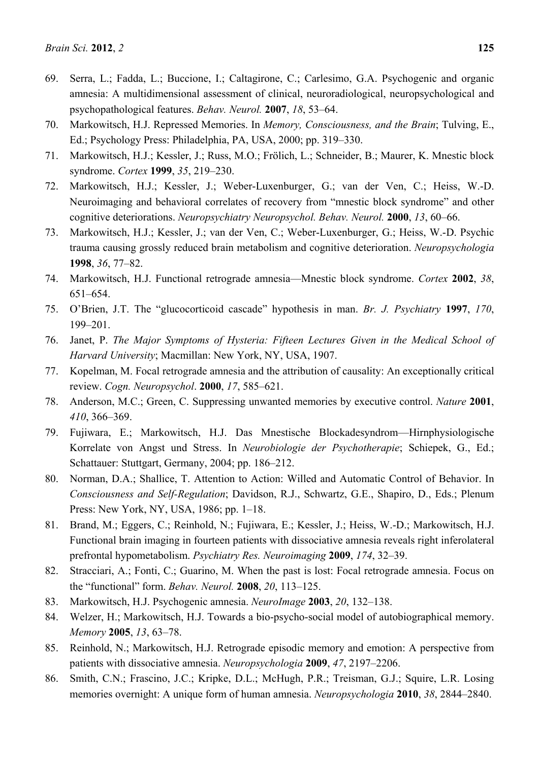69. Serra, L.; Fadda, L.; Buccione, I.; Caltagirone, C.; Carlesimo, G.A. Psychogenic and organic amnesia: A multidimensional assessment of clinical, neuroradiological, neuropsychological and psychopathological features. *Behav. Neurol.* **2007**, *18*, 53–64.
70. Markowitsch, H.J. Repressed Memories. In *Memory, Consciousness, and the Brain*; Tulving, E., Ed.; Psychology Press: Philadelphia, PA, USA, 2000; pp. 319–330.
71. Markowitsch, H.J.; Kessler, J.; Russ, M.O.; Frölich, L.; Schneider, B.; Maurer, K. Mnestic block syndrome. *Cortex* **1999**, *35*, 219–230.
72. Markowitsch, H.J.; Kessler, J.; Weber-Luxenburger, G.; van der Ven, C.; Heiss, W.-D. Neuroimaging and behavioral correlates of recovery from "mnestic block syndrome" and other cognitive deteriorations. *Neuropsychiatry Neuropsychol. Behav. Neurol.* **2000**, *13*, 60–66.
73. Markowitsch, H.J.; Kessler, J.; van der Ven, C.; Weber-Luxenburger, G.; Heiss, W.-D. Psychic trauma causing grossly reduced brain metabolism and cognitive deterioration. *Neuropsychologia* **1998**, *36*, 77–82.
74. Markowitsch, H.J. Functional retrograde amnesia—Mnestic block syndrome. *Cortex* **2002**, *38*, 651–654.
75. O'Brien, J.T. The "glucocorticoid cascade" hypothesis in man. *Br. J. Psychiatry* **1997**, *170*, 199–201.
76. Janet, P. *The Major Symptoms of Hysteria: Fifteen Lectures Given in the Medical School of Harvard University*; Macmillan: New York, NY, USA, 1907.
77. Kopelman, M. Focal retrograde amnesia and the attribution of causality: An exceptionally critical review. *Cogn. Neuropsychol*. **2000**, *17*, 585–621.
78. Anderson, M.C.; Green, C. Suppressing unwanted memories by executive control. *Nature* **2001**, *410*, 366–369.
79. Fujiwara, E.; Markowitsch, H.J. Das Mnestische Blockadesyndrom—Hirnphysiologische Korrelate von Angst und Stress. In *Neurobiologie der Psychotherapie*; Schiepek, G., Ed.; Schattauer: Stuttgart, Germany, 2004; pp. 186–212.
80. Norman, D.A.; Shallice, T. Attention to Action: Willed and Automatic Control of Behavior. In *Consciousness and Self-Regulation*; Davidson, R.J., Schwartz, G.E., Shapiro, D., Eds.; Plenum Press: New York, NY, USA, 1986; pp. 1–18.
81. Brand, M.; Eggers, C.; Reinhold, N.; Fujiwara, E.; Kessler, J.; Heiss, W.-D.; Markowitsch, H.J. Functional brain imaging in fourteen patients with dissociative amnesia reveals right inferolateral prefrontal hypometabolism. *Psychiatry Res. Neuroimaging* **2009**, *174*, 32–39.
82. Stracciari, A.; Fonti, C.; Guarino, M. When the past is lost: Focal retrograde amnesia. Focus on the "functional" form. *Behav. Neurol.* **2008**, *20*, 113–125.
83. Markowitsch, H.J. Psychogenic amnesia. *NeuroImage* **2003**, *20*, 132–138.
84. Welzer, H.; Markowitsch, H.J. Towards a bio-psycho-social model of autobiographical memory. *Memory* **2005**, *13*, 63–78.
85. Reinhold, N.; Markowitsch, H.J. Retrograde episodic memory and emotion: A perspective from patients with dissociative amnesia. *Neuropsychologia* **2009**, *47*, 2197–2206.
86. Smith, C.N.; Frascino, J.C.; Kripke, D.L.; McHugh, P.R.; Treisman, G.J.; Squire, L.R. Losing memories overnight: A unique form of human amnesia. *Neuropsychologia* **2010**, *38*, 2844–2840.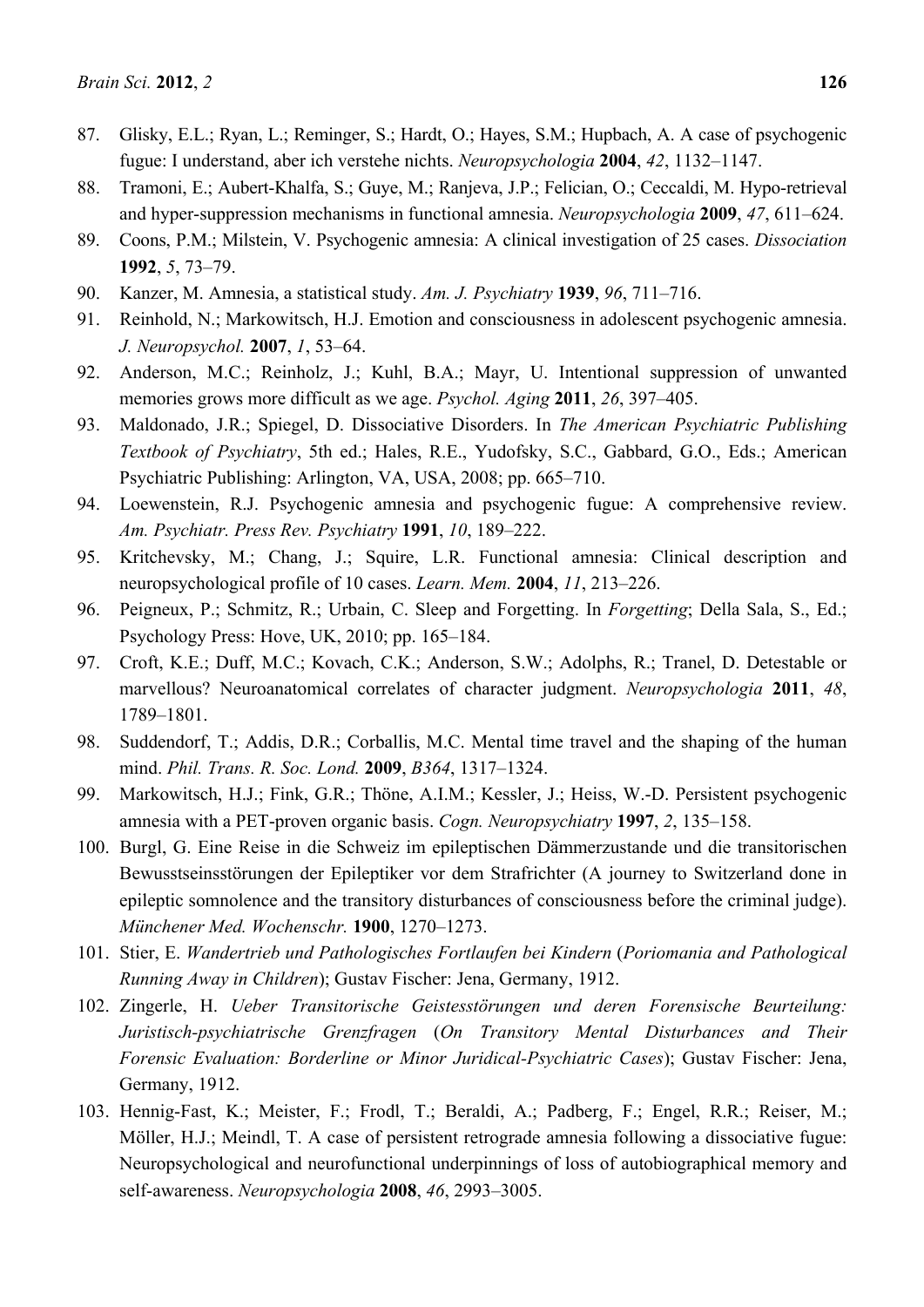87. Glisky, E.L.; Ryan, L.; Reminger, S.; Hardt, O.; Hayes, S.M.; Hupbach, A. A case of psychogenic fugue: I understand, aber ich verstehe nichts. *Neuropsychologia* **2004**, *42*, 1132–1147.
88. Tramoni, E.; Aubert-Khalfa, S.; Guye, M.; Ranjeva, J.P.; Felician, O.; Ceccaldi, M. Hypo-retrieval and hyper-suppression mechanisms in functional amnesia. *Neuropsychologia* **2009**, *47*, 611–624.
89. Coons, P.M.; Milstein, V. Psychogenic amnesia: A clinical investigation of 25 cases. *Dissociation* **1992**, *5*, 73–79.
90. Kanzer, M. Amnesia, a statistical study. *Am. J. Psychiatry* **1939**, *96*, 711–716.
91. Reinhold, N.; Markowitsch, H.J. Emotion and consciousness in adolescent psychogenic amnesia. *J. Neuropsychol.* **2007**, *1*, 53–64.
92. Anderson, M.C.; Reinholz, J.; Kuhl, B.A.; Mayr, U. Intentional suppression of unwanted memories grows more difficult as we age. *Psychol. Aging* **2011**, *26*, 397–405.
93. Maldonado, J.R.; Spiegel, D. Dissociative Disorders. In *The American Psychiatric Publishing Textbook of Psychiatry*, 5th ed.; Hales, R.E., Yudofsky, S.C., Gabbard, G.O., Eds.; American Psychiatric Publishing: Arlington, VA, USA, 2008; pp. 665–710.
94. Loewenstein, R.J. Psychogenic amnesia and psychogenic fugue: A comprehensive review. *Am. Psychiatr. Press Rev. Psychiatry* **1991**, *10*, 189–222.
95. Kritchevsky, M.; Chang, J.; Squire, L.R. Functional amnesia: Clinical description and neuropsychological profile of 10 cases. *Learn. Mem.* **2004**, *11*, 213–226.
96. Peigneux, P.; Schmitz, R.; Urbain, C. Sleep and Forgetting. In *Forgetting*; Della Sala, S., Ed.; Psychology Press: Hove, UK, 2010; pp. 165–184.
97. Croft, K.E.; Duff, M.C.; Kovach, C.K.; Anderson, S.W.; Adolphs, R.; Tranel, D. Detestable or marvellous? Neuroanatomical correlates of character judgment. *Neuropsychologia* **2011**, *48*, 1789–1801.
98. Suddendorf, T.; Addis, D.R.; Corballis, M.C. Mental time travel and the shaping of the human mind. *Phil. Trans. R. Soc. Lond.* **2009**, *B364*, 1317–1324.
99. Markowitsch, H.J.; Fink, G.R.; Thöne, A.I.M.; Kessler, J.; Heiss, W.-D. Persistent psychogenic amnesia with a PET-proven organic basis. *Cogn. Neuropsychiatry* **1997**, *2*, 135–158.
100. Burgl, G. Eine Reise in die Schweiz im epileptischen Dämmerzustande und die transitorischen Bewusstseinsstörungen der Epileptiker vor dem Strafrichter (A journey to Switzerland done in epileptic somnolence and the transitory disturbances of consciousness before the criminal judge). *Münchener Med. Wochenschr.* **1900**, 1270–1273.
101. Stier, E. *Wandertrieb und Pathologisches Fortlaufen bei Kindern* (*Poriomania and Pathological Running Away in Children*); Gustav Fischer: Jena, Germany, 1912.
102. Zingerle, H. *Ueber Transitorische Geistesstörungen und deren Forensische Beurteilung: Juristisch-psychiatrische Grenzfragen* (*On Transitory Mental Disturbances and Their Forensic Evaluation: Borderline or Minor Juridical-Psychiatric Cases*); Gustav Fischer: Jena, Germany, 1912.
103. Hennig-Fast, K.; Meister, F.; Frodl, T.; Beraldi, A.; Padberg, F.; Engel, R.R.; Reiser, M.; Möller, H.J.; Meindl, T. A case of persistent retrograde amnesia following a dissociative fugue: Neuropsychological and neurofunctional underpinnings of loss of autobiographical memory and self-awareness. *Neuropsychologia* **2008**, *46*, 2993–3005.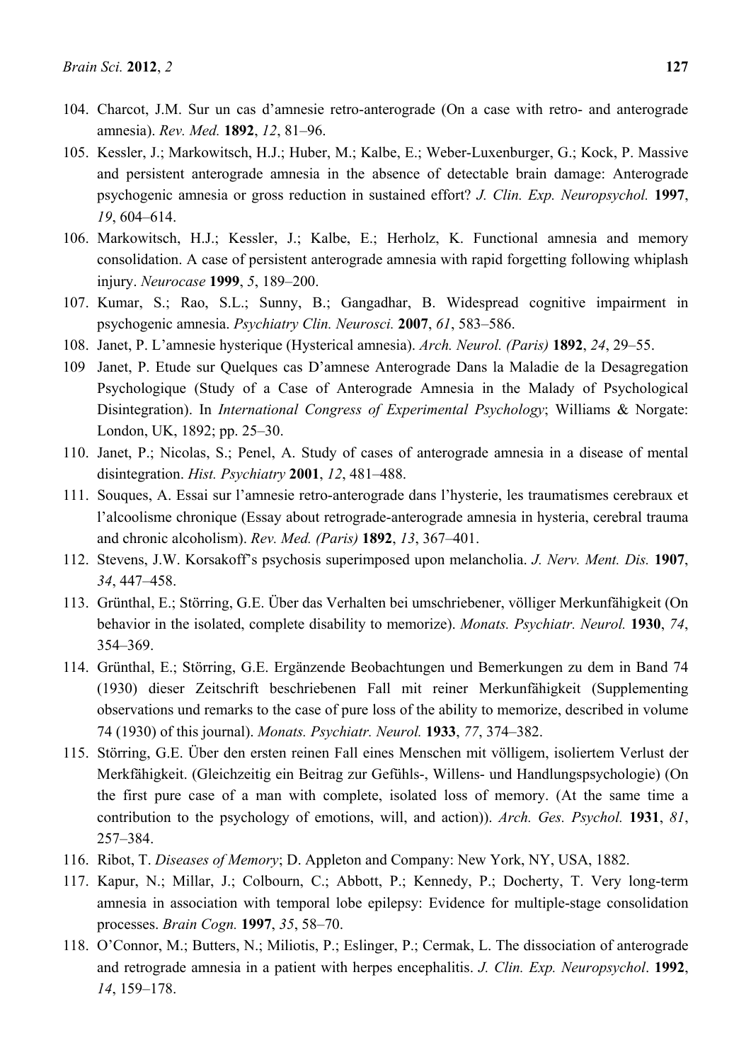104. Charcot, J.M. Sur un cas d'amnesie retro-anterograde (On a case with retro- and anterograde amnesia). *Rev. Med.* **1892**, *12*, 81–96.
105. Kessler, J.; Markowitsch, H.J.; Huber, M.; Kalbe, E.; Weber-Luxenburger, G.; Kock, P. Massive and persistent anterograde amnesia in the absence of detectable brain damage: Anterograde psychogenic amnesia or gross reduction in sustained effort? *J. Clin. Exp. Neuropsychol.* **1997**, *19*, 604–614.
106. Markowitsch, H.J.; Kessler, J.; Kalbe, E.; Herholz, K. Functional amnesia and memory consolidation. A case of persistent anterograde amnesia with rapid forgetting following whiplash injury. *Neurocase* **1999**, *5*, 189–200.
107. Kumar, S.; Rao, S.L.; Sunny, B.; Gangadhar, B. Widespread cognitive impairment in psychogenic amnesia. *Psychiatry Clin. Neurosci.* **2007**, *61*, 583–586.
108. Janet, P. L'amnesie hysterique (Hysterical amnesia). *Arch. Neurol. (Paris)* **1892**, *24*, 29–55.
109 Janet, P. Etude sur Quelques cas D'amnese Anterograde Dans la Maladie de la Desagregation Psychologique (Study of a Case of Anterograde Amnesia in the Malady of Psychological Disintegration). In *International Congress of Experimental Psychology*; Williams & Norgate: London, UK, 1892; pp. 25–30.
110. Janet, P.; Nicolas, S.; Penel, A. Study of cases of anterograde amnesia in a disease of mental disintegration. *Hist. Psychiatry* **2001**, *12*, 481–488.
111. Souques, A. Essai sur l'amnesie retro-anterograde dans l'hysterie, les traumatismes cerebraux et l'alcoolisme chronique (Essay about retrograde-anterograde amnesia in hysteria, cerebral trauma and chronic alcoholism). *Rev. Med. (Paris)* **1892**, *13*, 367–401.
112. Stevens, J.W. Korsakoff's psychosis superimposed upon melancholia. *J. Nerv. Ment. Dis.* **1907**, *34*, 447–458.
113. Grünthal, E.; Störring, G.E. Über das Verhalten bei umschriebener, völliger Merkunfähigkeit (On behavior in the isolated, complete disability to memorize). *Monats. Psychiatr. Neurol.* **1930**, *74*, 354–369.
114. Grünthal, E.; Störring, G.E. Ergänzende Beobachtungen und Bemerkungen zu dem in Band 74 (1930) dieser Zeitschrift beschriebenen Fall mit reiner Merkunfähigkeit (Supplementing observations und remarks to the case of pure loss of the ability to memorize, described in volume 74 (1930) of this journal). *Monats. Psychiatr. Neurol.* **1933**, *77*, 374–382.
115. Störring, G.E. Über den ersten reinen Fall eines Menschen mit völligem, isoliertem Verlust der Merkfähigkeit. (Gleichzeitig ein Beitrag zur Gefühls-, Willens- und Handlungspsychologie) (On the first pure case of a man with complete, isolated loss of memory. (At the same time a contribution to the psychology of emotions, will, and action)). *Arch. Ges. Psychol.* **1931**, *81*, 257–384.
116. Ribot, T. *Diseases of Memory*; D. Appleton and Company: New York, NY, USA, 1882.
117. Kapur, N.; Millar, J.; Colbourn, C.; Abbott, P.; Kennedy, P.; Docherty, T. Very long-term amnesia in association with temporal lobe epilepsy: Evidence for multiple-stage consolidation processes. *Brain Cogn.* **1997**, *35*, 58–70.
118. O'Connor, M.; Butters, N.; Miliotis, P.; Eslinger, P.; Cermak, L. The dissociation of anterograde and retrograde amnesia in a patient with herpes encephalitis. *J. Clin. Exp. Neuropsychol*. **1992**, *14*, 159–178.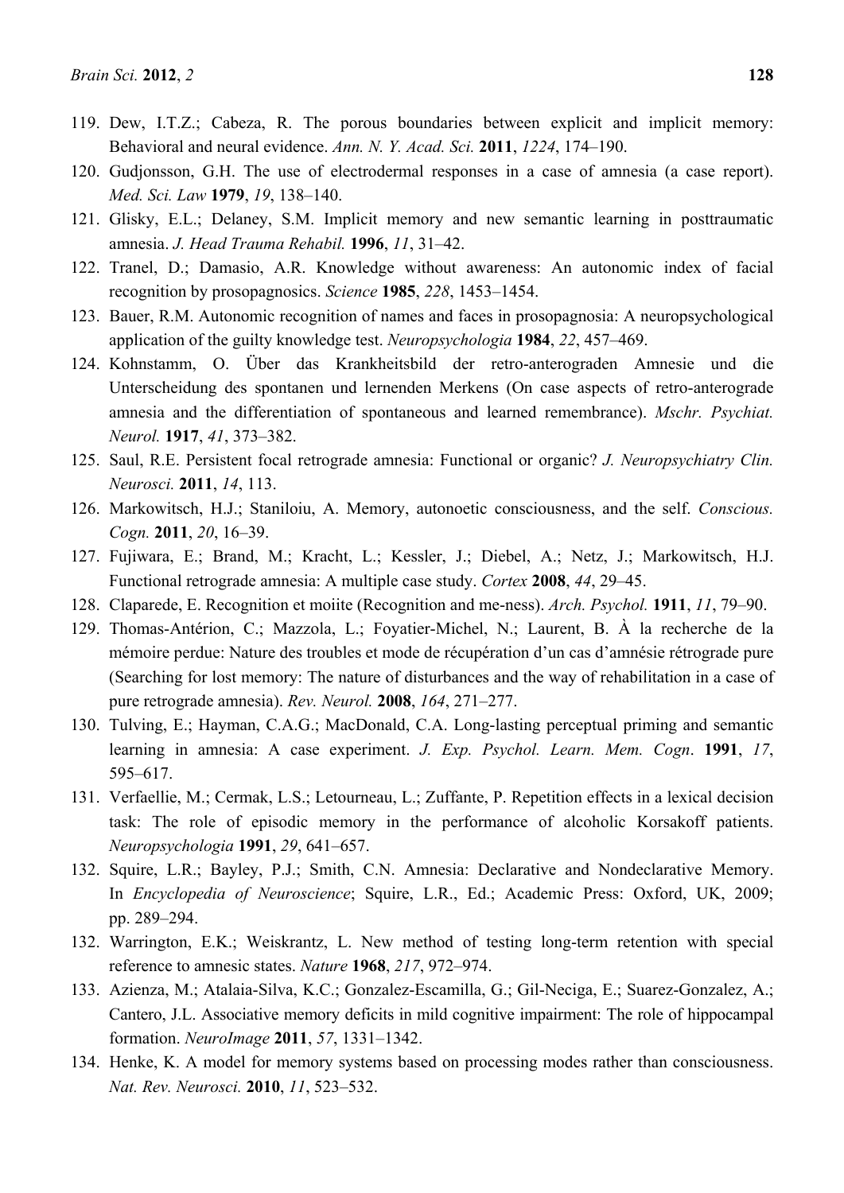119. Dew, I.T.Z.; Cabeza, R. The porous boundaries between explicit and implicit memory: Behavioral and neural evidence. *Ann. N. Y. Acad. Sci.* **2011**, *1224*, 174–190.
120. Gudjonsson, G.H. The use of electrodermal responses in a case of amnesia (a case report). *Med. Sci. Law* **1979**, *19*, 138–140.
121. Glisky, E.L.; Delaney, S.M. Implicit memory and new semantic learning in posttraumatic amnesia. *J. Head Trauma Rehabil.* **1996**, *11*, 31–42.
122. Tranel, D.; Damasio, A.R. Knowledge without awareness: An autonomic index of facial recognition by prosopagnosics. *Science* **1985**, *228*, 1453–1454.
123. Bauer, R.M. Autonomic recognition of names and faces in prosopagnosia: A neuropsychological application of the guilty knowledge test. *Neuropsychologia* **1984**, *22*, 457–469.
124. Kohnstamm, O. Über das Krankheitsbild der retro-anterograden Amnesie und die Unterscheidung des spontanen und lernenden Merkens (On case aspects of retro-anterograde amnesia and the differentiation of spontaneous and learned remembrance). *Mschr. Psychiat. Neurol.* **1917**, *41*, 373–382.
125. Saul, R.E. Persistent focal retrograde amnesia: Functional or organic? *J. Neuropsychiatry Clin. Neurosci.* **2011**, *14*, 113.
126. Markowitsch, H.J.; Staniloiu, A. Memory, autonoetic consciousness, and the self. *Conscious. Cogn.* **2011**, *20*, 16–39.
127. Fujiwara, E.; Brand, M.; Kracht, L.; Kessler, J.; Diebel, A.; Netz, J.; Markowitsch, H.J. Functional retrograde amnesia: A multiple case study. *Cortex* **2008**, *44*, 29–45.
128. Claparede, E. Recognition et moiite (Recognition and me-ness). *Arch. Psychol.* **1911**, *11*, 79–90.
129. Thomas-Antérion, C.; Mazzola, L.; Foyatier-Michel, N.; Laurent, B. À la recherche de la mémoire perdue: Nature des troubles et mode de récupération d'un cas d'amnésie rétrograde pure (Searching for lost memory: The nature of disturbances and the way of rehabilitation in a case of pure retrograde amnesia). *Rev. Neurol.* **2008**, *164*, 271–277.
130. Tulving, E.; Hayman, C.A.G.; MacDonald, C.A. Long-lasting perceptual priming and semantic learning in amnesia: A case experiment. *J. Exp. Psychol. Learn. Mem. Cogn*. **1991**, *17*, 595–617.
131. Verfaellie, M.; Cermak, L.S.; Letourneau, L.; Zuffante, P. Repetition effects in a lexical decision task: The role of episodic memory in the performance of alcoholic Korsakoff patients. *Neuropsychologia* **1991**, *29*, 641–657.
132. Squire, L.R.; Bayley, P.J.; Smith, C.N. Amnesia: Declarative and Nondeclarative Memory. In *Encyclopedia of Neuroscience*; Squire, L.R., Ed.; Academic Press: Oxford, UK, 2009; pp. 289–294.
132. Warrington, E.K.; Weiskrantz, L. New method of testing long-term retention with special reference to amnesic states. *Nature* **1968**, *217*, 972–974.
133. Azienza, M.; Atalaia-Silva, K.C.; Gonzalez-Escamilla, G.; Gil-Neciga, E.; Suarez-Gonzalez, A.; Cantero, J.L. Associative memory deficits in mild cognitive impairment: The role of hippocampal formation. *NeuroImage* **2011**, *57*, 1331–1342.
134. Henke, K. A model for memory systems based on processing modes rather than consciousness. *Nat. Rev. Neurosci.* **2010**, *11*, 523–532.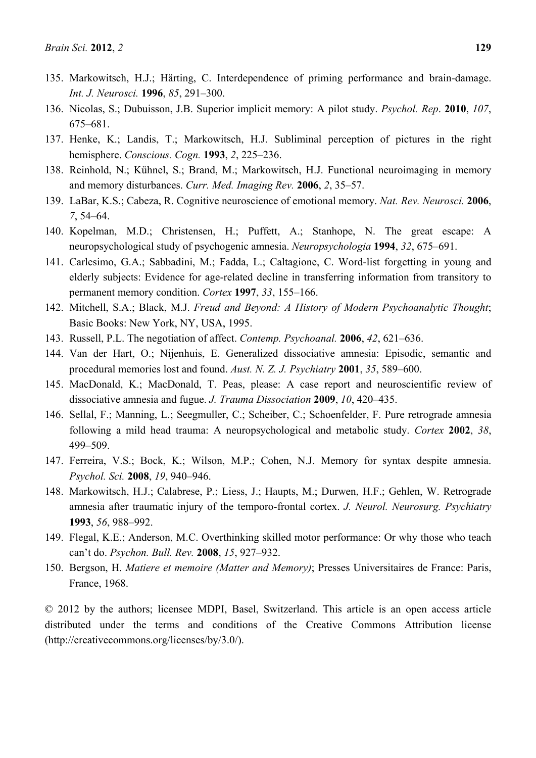135. Markowitsch, H.J.; Härting, C. Interdependence of priming performance and brain-damage. *Int. J. Neurosci.* **1996**, *85*, 291–300.
136. Nicolas, S.; Dubuisson, J.B. Superior implicit memory: A pilot study. *Psychol. Rep*. **2010**, *107*, 675–681.
137. Henke, K.; Landis, T.; Markowitsch, H.J. Subliminal perception of pictures in the right hemisphere. *Conscious. Cogn.* **1993**, *2*, 225–236.
138. Reinhold, N.; Kühnel, S.; Brand, M.; Markowitsch, H.J. Functional neuroimaging in memory and memory disturbances. *Curr. Med. Imaging Rev.* **2006**, *2*, 35–57.
139. LaBar, K.S.; Cabeza, R. Cognitive neuroscience of emotional memory. *Nat. Rev. Neurosci.* **2006**, *7*, 54–64.
140. Kopelman, M.D.; Christensen, H.; Puffett, A.; Stanhope, N. The great escape: A neuropsychological study of psychogenic amnesia. *Neuropsychologia* **1994**, *32*, 675–691.
141. Carlesimo, G.A.; Sabbadini, M.; Fadda, L.; Caltagione, C. Word-list forgetting in young and elderly subjects: Evidence for age-related decline in transferring information from transitory to permanent memory condition. *Cortex* **1997**, *33*, 155–166.
142. Mitchell, S.A.; Black, M.J. *Freud and Beyond: A History of Modern Psychoanalytic Thought*; Basic Books: New York, NY, USA, 1995.
143. Russell, P.L. The negotiation of affect. *Contemp. Psychoanal.* **2006**, *42*, 621–636.
144. Van der Hart, O.; Nijenhuis, E. Generalized dissociative amnesia: Episodic, semantic and procedural memories lost and found. *Aust. N. Z. J. Psychiatry* **2001**, *35*, 589–600.
145. MacDonald, K.; MacDonald, T. Peas, please: A case report and neuroscientific review of dissociative amnesia and fugue. *J. Trauma Dissociation* **2009**, *10*, 420–435.
146. Sellal, F.; Manning, L.; Seegmuller, C.; Scheiber, C.; Schoenfelder, F. Pure retrograde amnesia following a mild head trauma: A neuropsychological and metabolic study. *Cortex* **2002**, *38*, 499–509.
147. Ferreira, V.S.; Bock, K.; Wilson, M.P.; Cohen, N.J. Memory for syntax despite amnesia. *Psychol. Sci.* **2008**, *19*, 940–946.
148. Markowitsch, H.J.; Calabrese, P.; Liess, J.; Haupts, M.; Durwen, H.F.; Gehlen, W. Retrograde amnesia after traumatic injury of the temporo-frontal cortex. *J. Neurol. Neurosurg. Psychiatry* **1993**, *56*, 988–992.
149. Flegal, K.E.; Anderson, M.C. Overthinking skilled motor performance: Or why those who teach can't do. *Psychon. Bull. Rev.* **2008**, *15*, 927–932.
150. Bergson, H. *Matiere et memoire (Matter and Memory)*; Presses Universitaires de France: Paris, France, 1968.

© 2012 by the authors; licensee MDPI, Basel, Switzerland. This article is an open access article distributed under the terms and conditions of the Creative Commons Attribution license (http://creativecommons.org/licenses/by/3.0/).